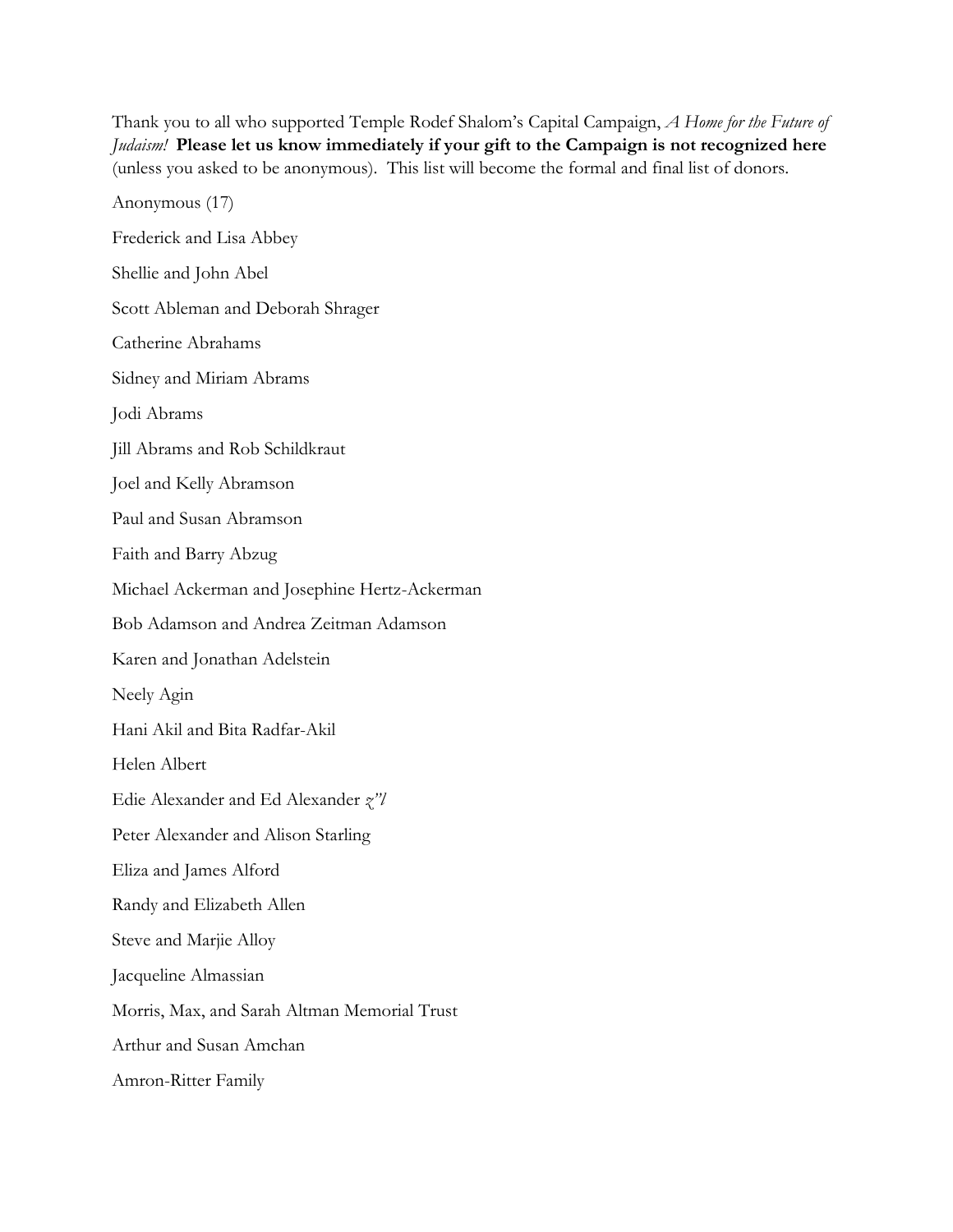Thank you to all who supported Temple Rodef Shalom's Capital Campaign, *A Home for the Future of Judaism!* **Please let us know immediately if your gift to the Campaign is not recognized here** (unless you asked to be anonymous). This list will become the formal and final list of donors.

Anonymous (17)

Frederick and Lisa Abbey

Shellie and John Abel

Scott Ableman and Deborah Shrager

Catherine Abrahams

Sidney and Miriam Abrams

Jodi Abrams

Jill Abrams and Rob Schildkraut

Joel and Kelly Abramson

Paul and Susan Abramson

Faith and Barry Abzug

Michael Ackerman and Josephine Hertz-Ackerman

Bob Adamson and Andrea Zeitman Adamson

Karen and Jonathan Adelstein

Neely Agin

Hani Akil and Bita Radfar-Akil

Helen Albert

Edie Alexander and Ed Alexander *z"l*

Peter Alexander and Alison Starling

Eliza and James Alford

Randy and Elizabeth Allen

Steve and Marjie Alloy

Jacqueline Almassian

Morris, Max, and Sarah Altman Memorial Trust

Arthur and Susan Amchan

Amron-Ritter Family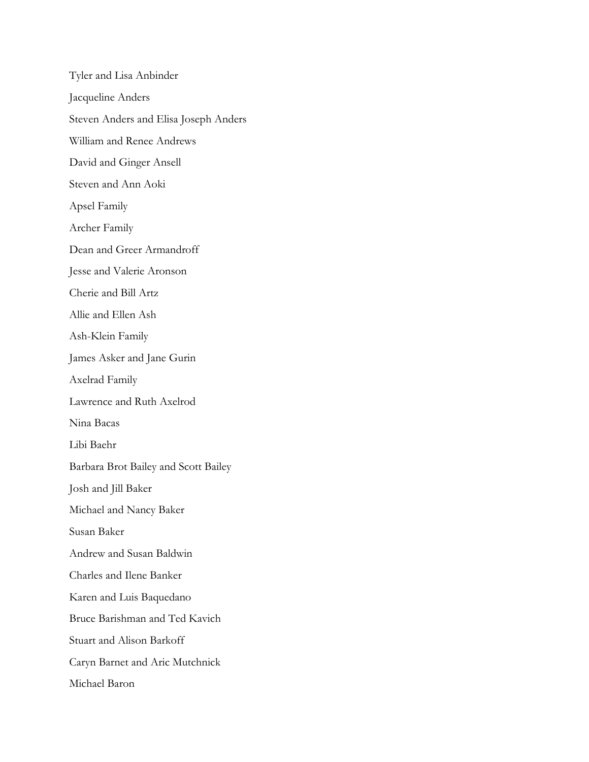Tyler and Lisa Anbinder

Jacqueline Anders

Steven Anders and Elisa Joseph Anders

William and Renee Andrews

David and Ginger Ansell

Steven and Ann Aoki

Apsel Family

Archer Family

Dean and Greer Armandroff

Jesse and Valerie Aronson

Cherie and Bill Artz

Allie and Ellen Ash

Ash-Klein Family

James Asker and Jane Gurin

Axelrad Family

Lawrence and Ruth Axelrod

Nina Bacas

Libi Baehr

Barbara Brot Bailey and Scott Bailey

Josh and Jill Baker

Michael and Nancy Baker

Susan Baker

Andrew and Susan Baldwin

Charles and Ilene Banker

Karen and Luis Baquedano

Bruce Barishman and Ted Kavich

Stuart and Alison Barkoff

Caryn Barnet and Aric Mutchnick

Michael Baron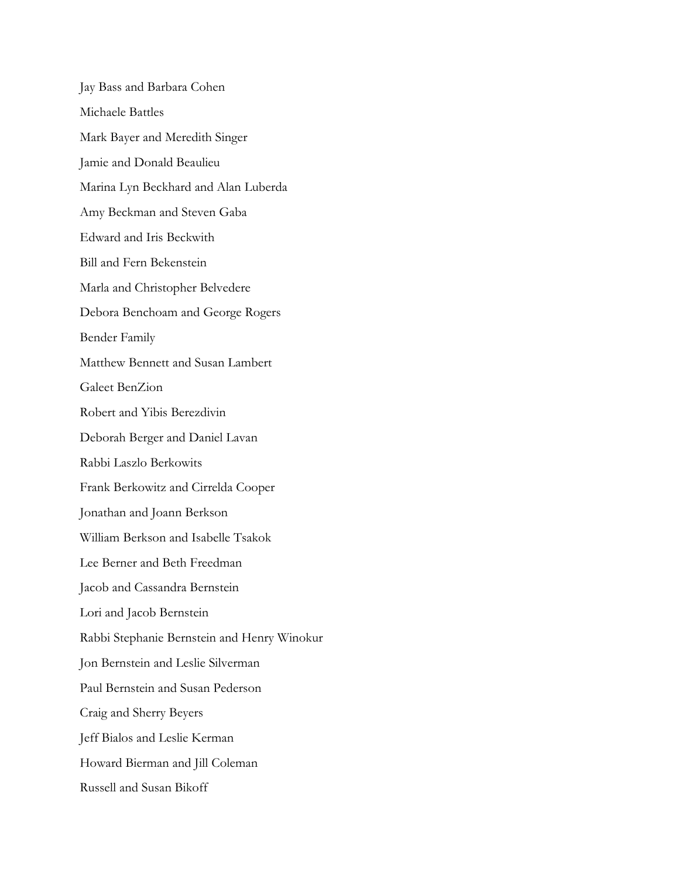Jay Bass and Barbara Cohen

Michaele Battles

Mark Bayer and Meredith Singer

Jamie and Donald Beaulieu

Marina Lyn Beckhard and Alan Luberda

Amy Beckman and Steven Gaba

Edward and Iris Beckwith

Bill and Fern Bekenstein

Marla and Christopher Belvedere

Debora Benchoam and George Rogers

Bender Family

Matthew Bennett and Susan Lambert

Galeet BenZion

Robert and Yibis Berezdivin

Deborah Berger and Daniel Lavan

Rabbi Laszlo Berkowits

Frank Berkowitz and Cirrelda Cooper

Jonathan and Joann Berkson

William Berkson and Isabelle Tsakok

Lee Berner and Beth Freedman

Jacob and Cassandra Bernstein

Lori and Jacob Bernstein

Rabbi Stephanie Bernstein and Henry Winokur

Jon Bernstein and Leslie Silverman

Paul Bernstein and Susan Pederson

Craig and Sherry Beyers

Jeff Bialos and Leslie Kerman

Howard Bierman and Jill Coleman

Russell and Susan Bikoff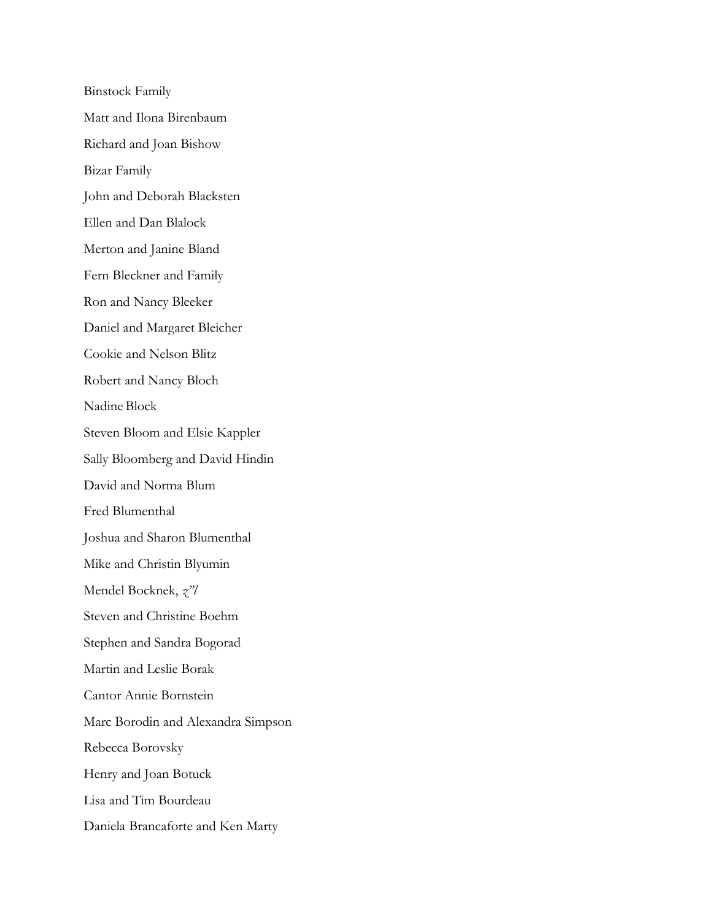Binstock Family

Matt and Ilona Birenbaum

Richard and Joan Bishow

Bizar Family

John and Deborah Blacksten

Ellen and Dan Blalock

Merton and Janine Bland

Fern Bleckner and Family

Ron and Nancy Bleeker

Daniel and Margaret Bleicher

Cookie and Nelson Blitz

Robert and Nancy Bloch

Nadine Block

Steven Bloom and Elsie Kappler

Sally Bloomberg and David Hindin

David and Norma Blum

Fred Blumenthal

Joshua and Sharon Blumenthal

Mike and Christin Blyumin

Mendel Bocknek, *z"l*

Steven and Christine Boehm

Stephen and Sandra Bogorad

Martin and Leslie Borak

Cantor Annie Bornstein

Marc Borodin and Alexandra Simpson

Rebecca Borovsky

Henry and Joan Botuck

Lisa and Tim Bourdeau

Daniela Brancaforte and Ken Marty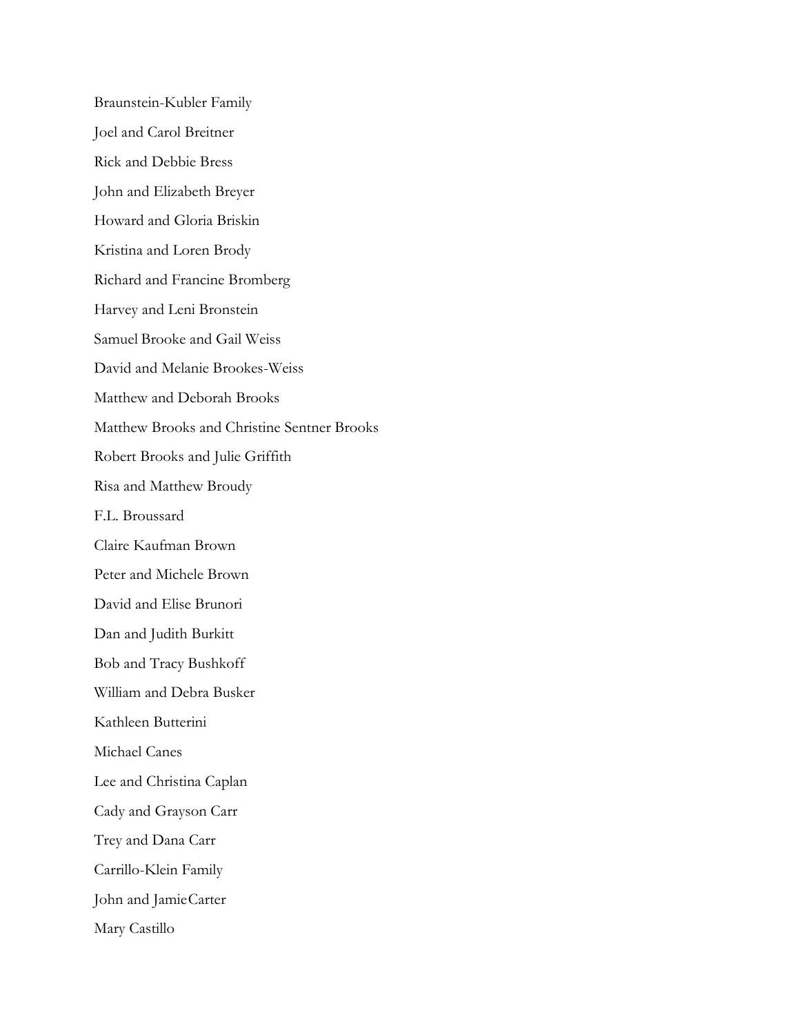Braunstein-Kubler Family

Joel and Carol Breitner

Rick and Debbie Bress

John and Elizabeth Breyer

Howard and Gloria Briskin

Kristina and Loren Brody

Richard and Francine Bromberg

Harvey and Leni Bronstein

Samuel Brooke and Gail Weiss

David and Melanie Brookes-Weiss

Matthew and Deborah Brooks

Matthew Brooks and Christine Sentner Brooks

Robert Brooks and Julie Griffith

Risa and Matthew Broudy

F.L. Broussard

Claire Kaufman Brown

Peter and Michele Brown

David and Elise Brunori

Dan and Judith Burkitt

Bob and Tracy Bushkoff

William and Debra Busker

Kathleen Butterini

Michael Canes

Lee and Christina Caplan

Cady and Grayson Carr

Trey and Dana Carr

Carrillo-Klein Family

John and JamieCarter

Mary Castillo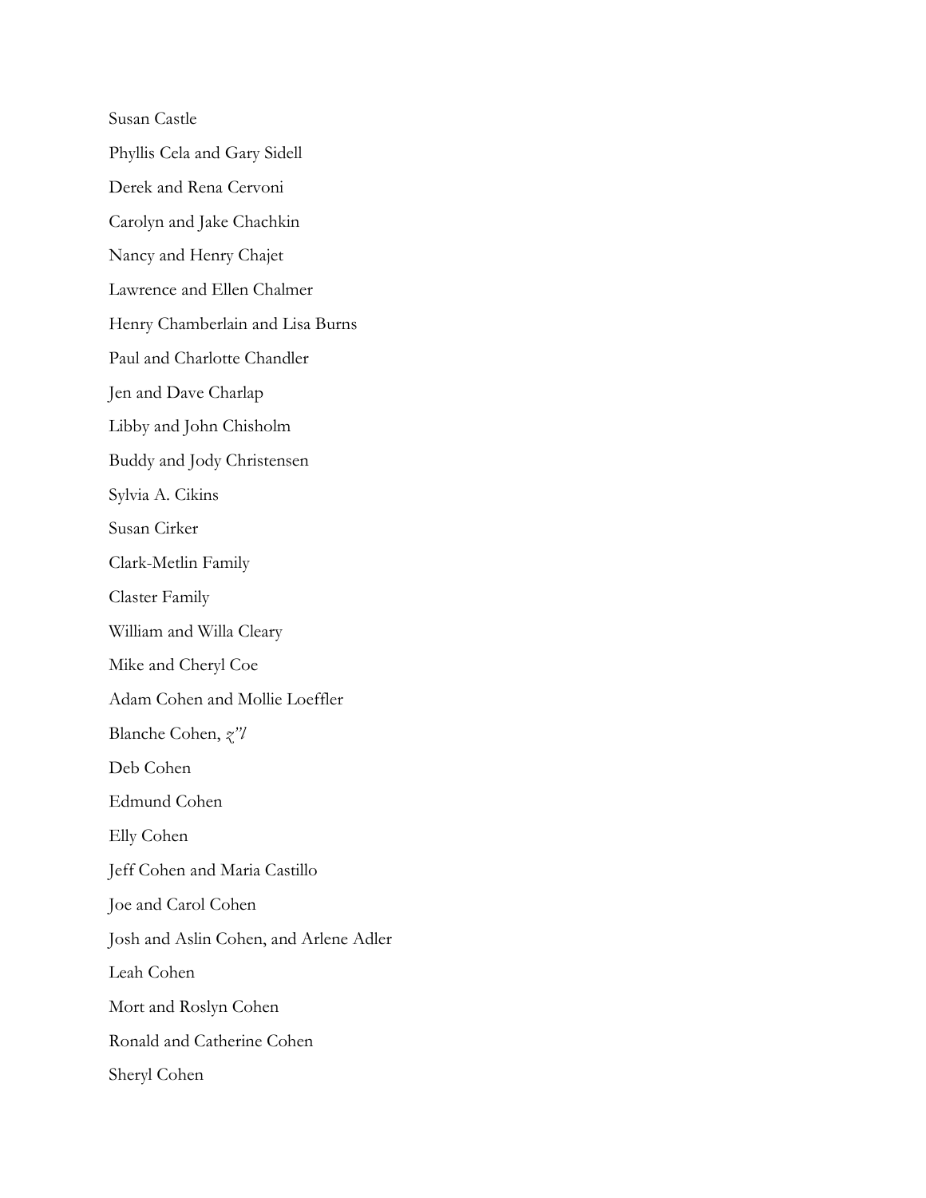Susan Castle

Phyllis Cela and Gary Sidell

Derek and Rena Cervoni

Carolyn and Jake Chachkin

Nancy and Henry Chajet

Lawrence and Ellen Chalmer

Henry Chamberlain and Lisa Burns

Paul and Charlotte Chandler

Jen and Dave Charlap

Libby and John Chisholm

Buddy and Jody Christensen

Sylvia A. Cikins

Susan Cirker

Clark-Metlin Family

Claster Family

William and Willa Cleary

Mike and Cheryl Coe

Adam Cohen and Mollie Loeffler

Blanche Cohen, *z"l*

Deb Cohen

Edmund Cohen

Elly Cohen

Jeff Cohen and Maria Castillo

Joe and Carol Cohen

Josh and Aslin Cohen, and Arlene Adler

Leah Cohen

Mort and Roslyn Cohen

Ronald and Catherine Cohen

Sheryl Cohen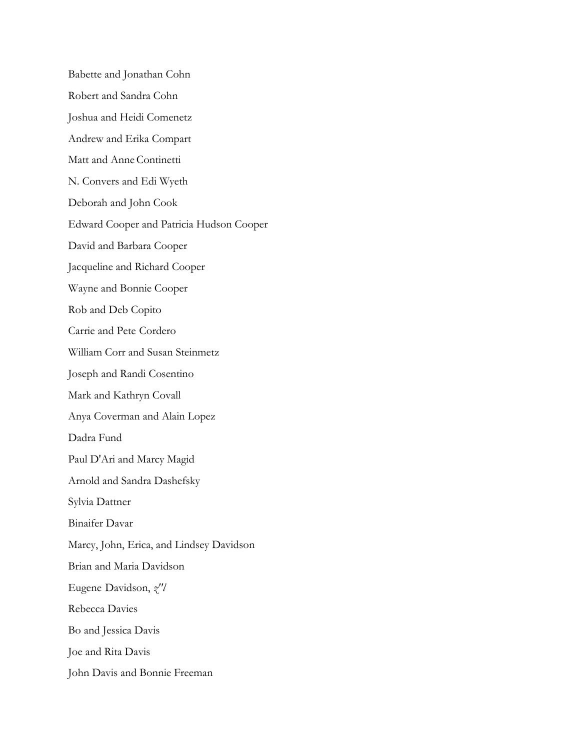Babette and Jonathan Cohn

Robert and Sandra Cohn

Joshua and Heidi Comenetz

Andrew and Erika Compart

Matt and Anne Continetti

N. Convers and Edi Wyeth

Deborah and John Cook

Edward Cooper and Patricia Hudson Cooper

David and Barbara Cooper

Jacqueline and Richard Cooper

Wayne and Bonnie Cooper

Rob and Deb Copito

Carrie and Pete Cordero

William Corr and Susan Steinmetz

Joseph and Randi Cosentino

Mark and Kathryn Covall

Anya Coverman and Alain Lopez

Dadra Fund

Paul D'Ari and Marcy Magid

Arnold and Sandra Dashefsky

Sylvia Dattner

Binaifer Davar

Marcy, John, Erica, and Lindsey Davidson

Brian and Maria Davidson

Eugene Davidson, *z"l*

Rebecca Davies

Bo and Jessica Davis

Joe and Rita Davis

John Davis and Bonnie Freeman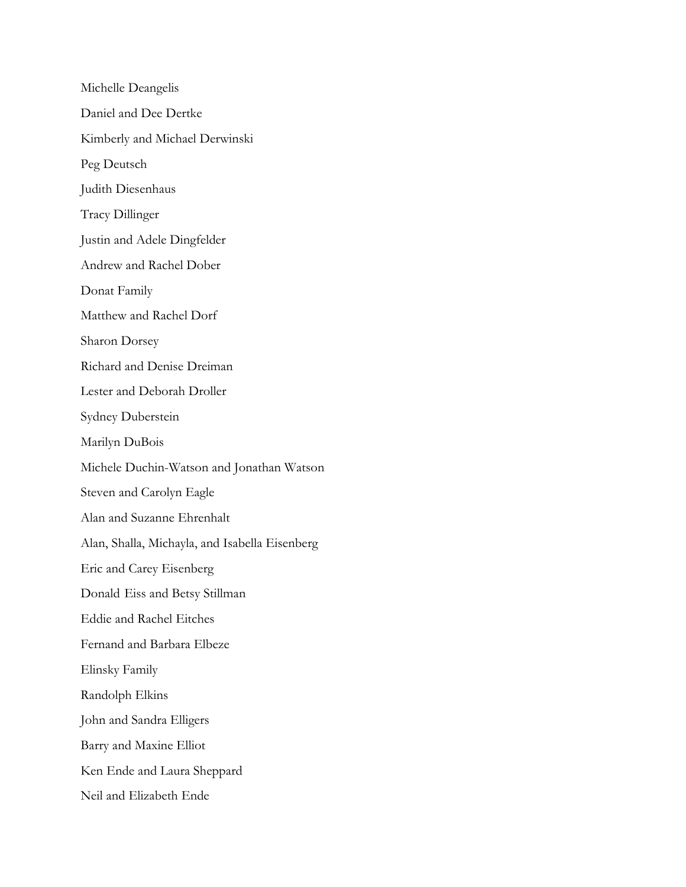Michelle Deangelis

Daniel and Dee Dertke

Kimberly and Michael Derwinski

Peg Deutsch

Judith Diesenhaus

Tracy Dillinger

Justin and Adele Dingfelder

Andrew and Rachel Dober

Donat Family

Matthew and Rachel Dorf

Sharon Dorsey

Richard and Denise Dreiman

Lester and Deborah Droller

Sydney Duberstein

Marilyn DuBois

Michele Duchin-Watson and Jonathan Watson

Steven and Carolyn Eagle

Alan and Suzanne Ehrenhalt

Alan, Shalla, Michayla, and Isabella Eisenberg

Eric and Carey Eisenberg

Donald Eiss and Betsy Stillman

Eddie and Rachel Eitches

Fernand and Barbara Elbeze

Elinsky Family

Randolph Elkins

John and Sandra Elligers

Barry and Maxine Elliot

Ken Ende and Laura Sheppard

Neil and Elizabeth Ende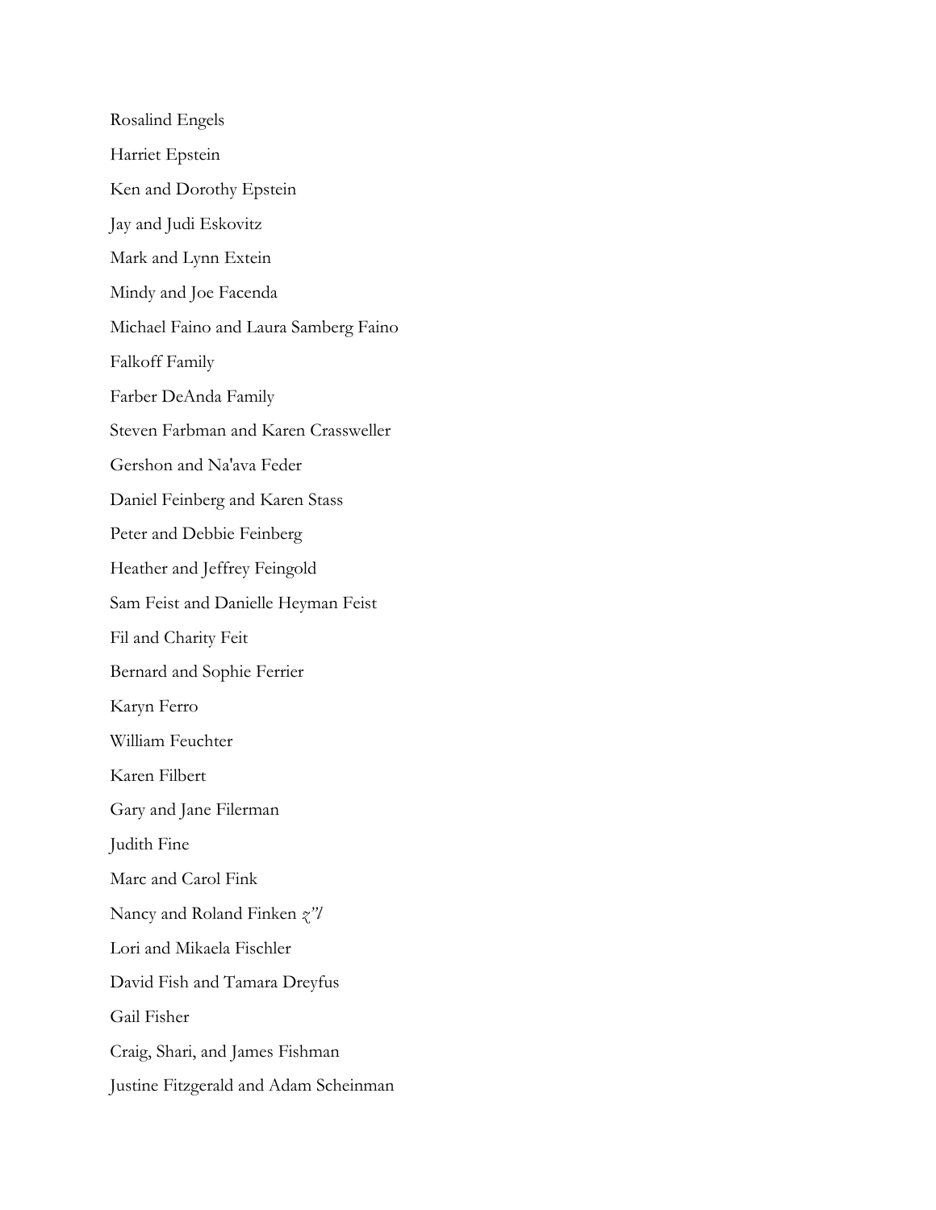Rosalind Engels

Harriet Epstein

Ken and Dorothy Epstein

Jay and Judi Eskovitz

Mark and Lynn Extein

Mindy and Joe Facenda

Michael Faino and Laura Samberg Faino

Falkoff Family

Farber DeAnda Family

Steven Farbman and Karen Crassweller

Gershon and Na'ava Feder

Daniel Feinberg and Karen Stass

Peter and Debbie Feinberg

Heather and Jeffrey Feingold

Sam Feist and Danielle Heyman Feist

Fil and Charity Feit

Bernard and Sophie Ferrier

Karyn Ferro

William Feuchter

Karen Filbert

Gary and Jane Filerman

Judith Fine

Marc and Carol Fink

Nancy and Roland Finken *z"l*

Lori and Mikaela Fischler

David Fish and Tamara Dreyfus

Gail Fisher

Craig, Shari, and James Fishman

Justine Fitzgerald and Adam Scheinman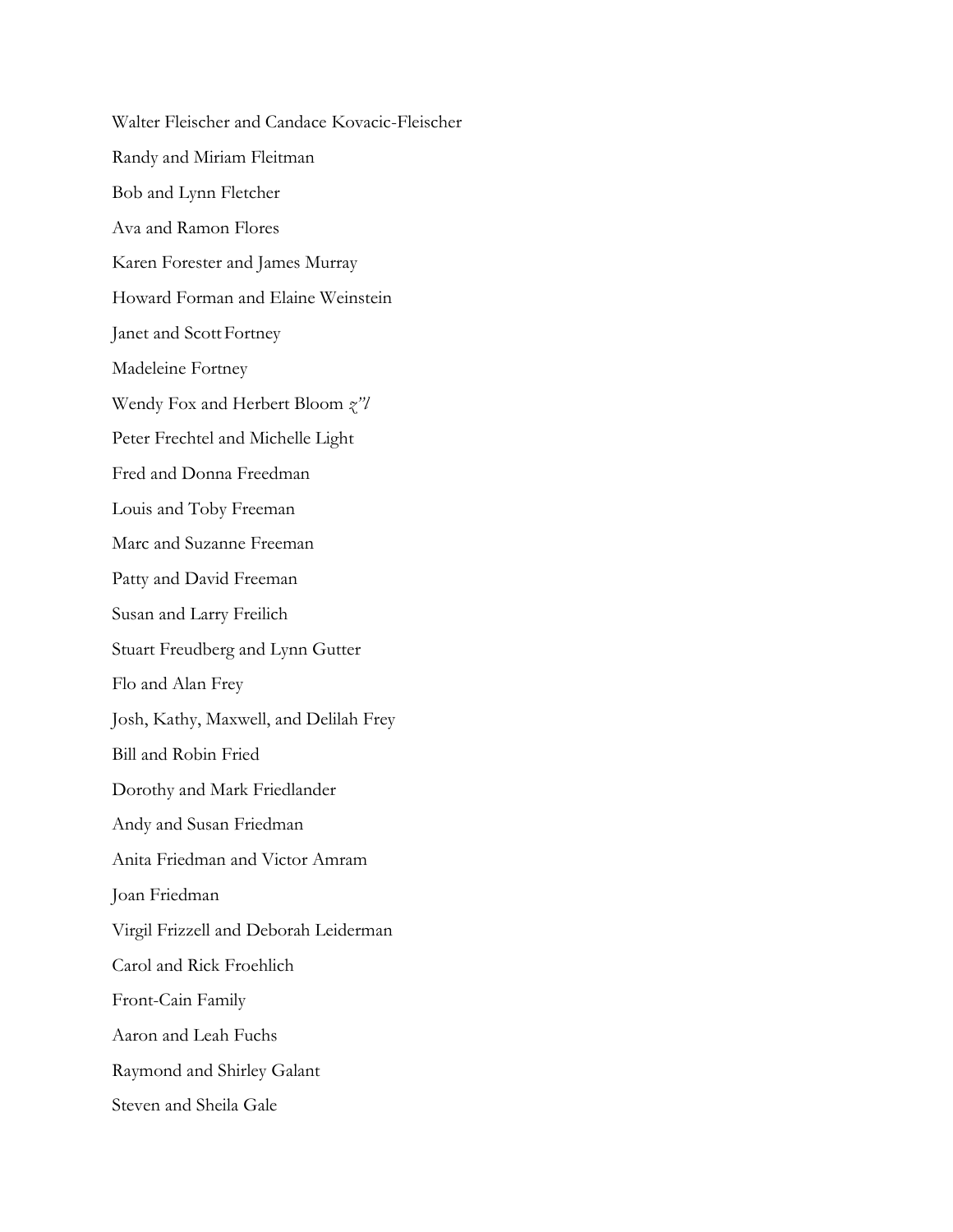Walter Fleischer and Candace Kovacic-Fleischer

Randy and Miriam Fleitman

Bob and Lynn Fletcher

Ava and Ramon Flores

Karen Forester and James Murray

Howard Forman and Elaine Weinstein

Janet and Scott Fortney

Madeleine Fortney

Wendy Fox and Herbert Bloom *z"l*

Peter Frechtel and Michelle Light

Fred and Donna Freedman

Louis and Toby Freeman

Marc and Suzanne Freeman

Patty and David Freeman

Susan and Larry Freilich

Stuart Freudberg and Lynn Gutter

Flo and Alan Frey

Josh, Kathy, Maxwell, and Delilah Frey

Bill and Robin Fried

Dorothy and Mark Friedlander

Andy and Susan Friedman

Anita Friedman and Victor Amram

Joan Friedman

Virgil Frizzell and Deborah Leiderman

Carol and Rick Froehlich

Front-Cain Family

Aaron and Leah Fuchs

Raymond and Shirley Galant

Steven and Sheila Gale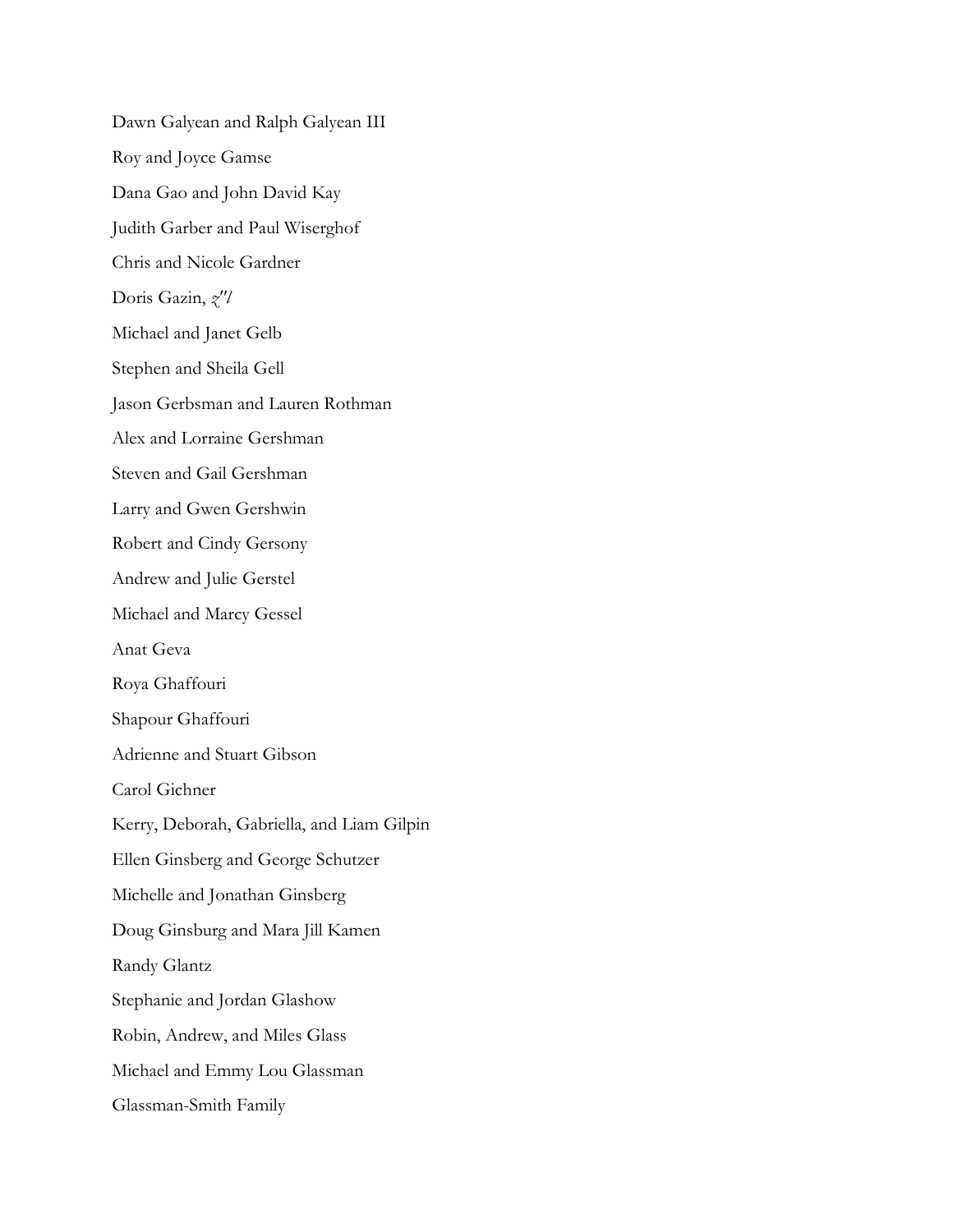Dawn Galyean and Ralph Galyean III

Roy and Joyce Gamse

Dana Gao and John David Kay

Judith Garber and Paul Wiserghof

Chris and Nicole Gardner

Doris Gazin, *z"l*

Michael and Janet Gelb

Stephen and Sheila Gell

Jason Gerbsman and Lauren Rothman

Alex and Lorraine Gershman

Steven and Gail Gershman

Larry and Gwen Gershwin

Robert and Cindy Gersony

Andrew and Julie Gerstel

Michael and Marcy Gessel

Anat Geva

Roya Ghaffouri

Shapour Ghaffouri

Adrienne and Stuart Gibson

Carol Gichner

Kerry, Deborah, Gabriella, and Liam Gilpin

Ellen Ginsberg and George Schutzer

Michelle and Jonathan Ginsberg

Doug Ginsburg and Mara Jill Kamen

Randy Glantz

Stephanie and Jordan Glashow

Robin, Andrew, and Miles Glass

Michael and Emmy Lou Glassman

Glassman-Smith Family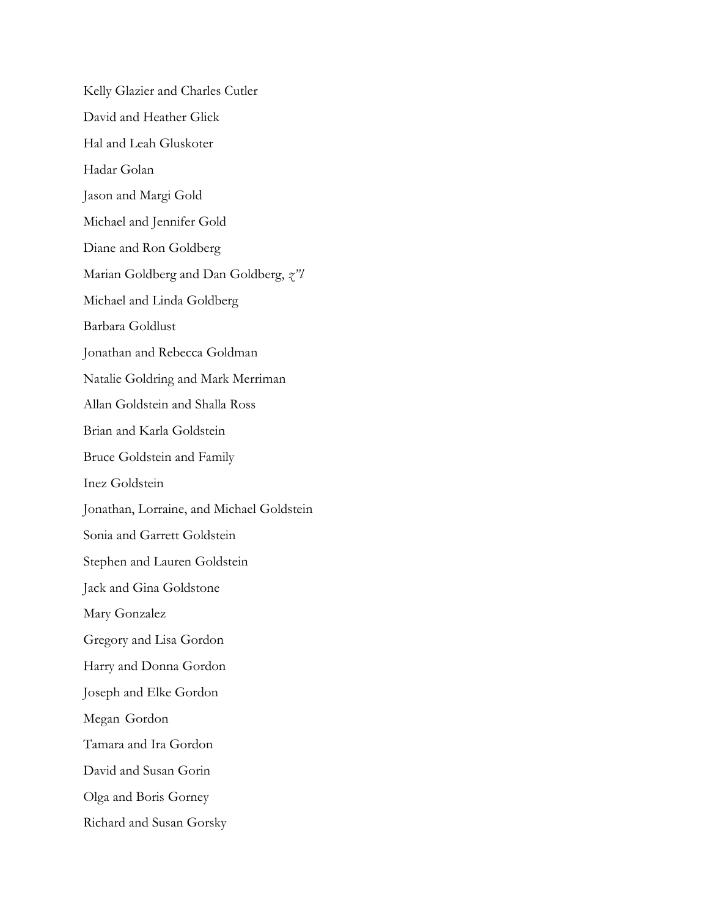Kelly Glazier and Charles Cutler

David and Heather Glick

Hal and Leah Gluskoter

Hadar Golan

Jason and Margi Gold

Michael and Jennifer Gold

Diane and Ron Goldberg

Marian Goldberg and Dan Goldberg, *z"l*

Michael and Linda Goldberg

Barbara Goldlust

Jonathan and Rebecca Goldman

Natalie Goldring and Mark Merriman

Allan Goldstein and Shalla Ross

Brian and Karla Goldstein

Bruce Goldstein and Family

Inez Goldstein

Jonathan, Lorraine, and Michael Goldstein

Sonia and Garrett Goldstein

Stephen and Lauren Goldstein

Jack and Gina Goldstone

Mary Gonzalez

Gregory and Lisa Gordon

Harry and Donna Gordon

Joseph and Elke Gordon

Megan Gordon

Tamara and Ira Gordon

David and Susan Gorin

Olga and Boris Gorney

Richard and Susan Gorsky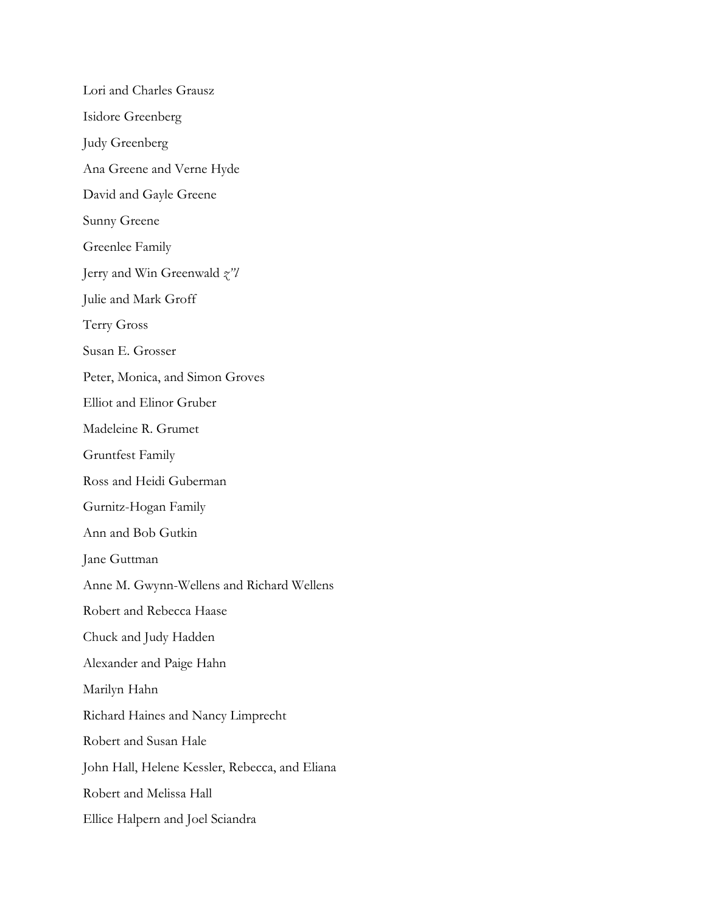Lori and Charles Grausz

Isidore Greenberg

Judy Greenberg

Ana Greene and Verne Hyde

David and Gayle Greene

Sunny Greene

Greenlee Family

Jerry and Win Greenwald *z"l*

Julie and Mark Groff

Terry Gross

Susan E. Grosser

Peter, Monica, and Simon Groves

Elliot and Elinor Gruber

Madeleine R. Grumet

Gruntfest Family

Ross and Heidi Guberman

Gurnitz-Hogan Family

Ann and Bob Gutkin

Jane Guttman

Anne M. Gwynn-Wellens and Richard Wellens

Robert and Rebecca Haase

Chuck and Judy Hadden

Alexander and Paige Hahn

Marilyn Hahn

Richard Haines and Nancy Limprecht

Robert and Susan Hale

John Hall, Helene Kessler, Rebecca, and Eliana

Robert and Melissa Hall

Ellice Halpern and Joel Sciandra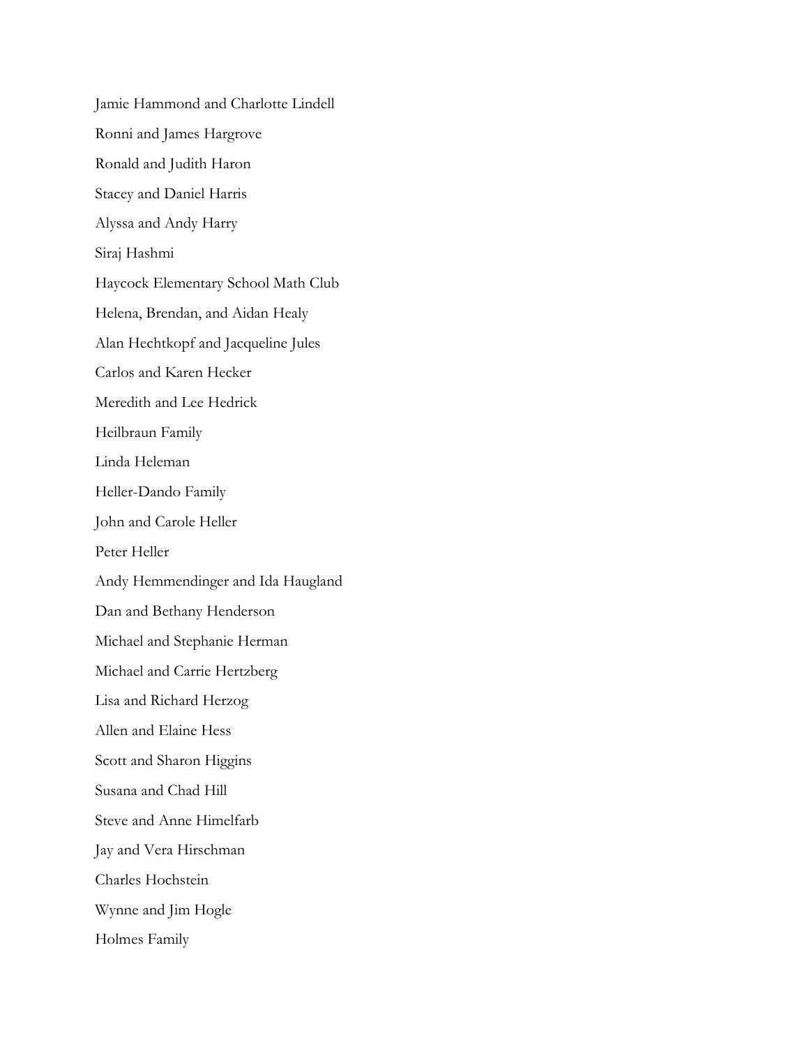Jamie Hammond and Charlotte Lindell

Ronni and James Hargrove

Ronald and Judith Haron

Stacey and Daniel Harris

Alyssa and Andy Harry

Siraj Hashmi

Haycock Elementary School Math Club

Helena, Brendan, and Aidan Healy

Alan Hechtkopf and Jacqueline Jules

Carlos and Karen Hecker

Meredith and Lee Hedrick

Heilbraun Family

Linda Heleman

Heller-Dando Family

John and Carole Heller

Peter Heller

Andy Hemmendinger and Ida Haugland

Dan and Bethany Henderson

Michael and Stephanie Herman

Michael and Carrie Hertzberg

Lisa and Richard Herzog

Allen and Elaine Hess

Scott and Sharon Higgins

Susana and Chad Hill

Steve and Anne Himelfarb

Jay and Vera Hirschman

Charles Hochstein

Wynne and Jim Hogle

Holmes Family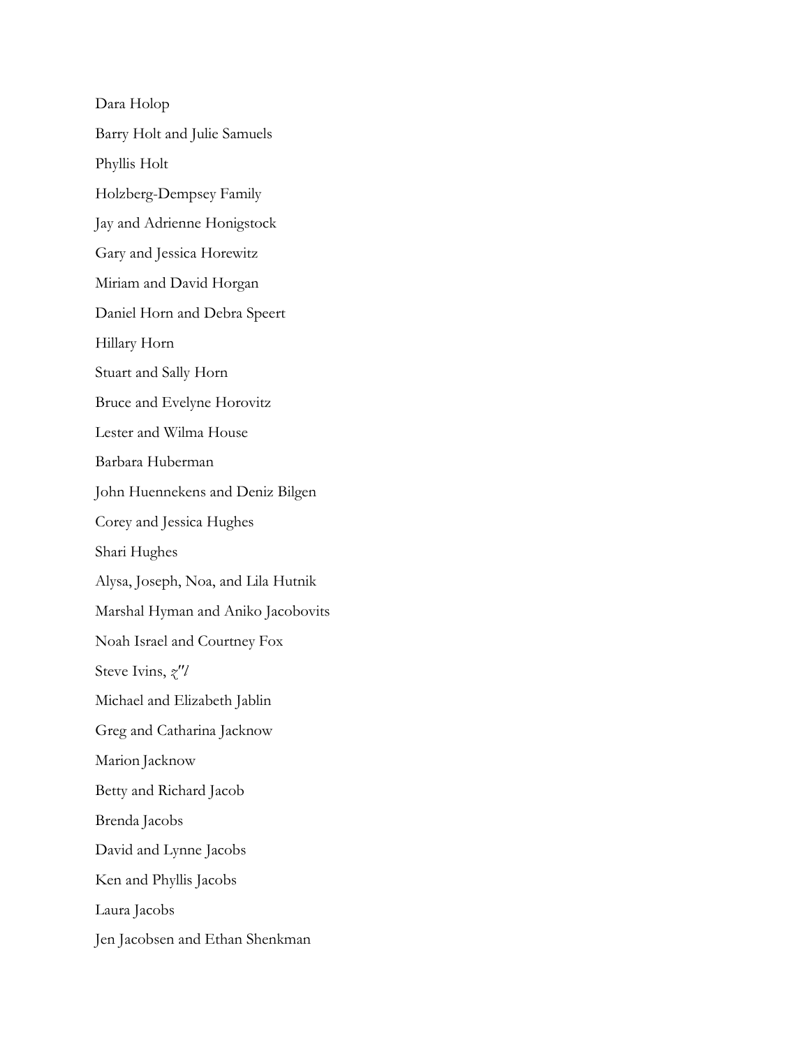Dara Holop

Barry Holt and Julie Samuels

Phyllis Holt

Holzberg-Dempsey Family

Jay and Adrienne Honigstock

Gary and Jessica Horewitz

Miriam and David Horgan

Daniel Horn and Debra Speert

Hillary Horn

Stuart and Sally Horn

Bruce and Evelyne Horovitz

Lester and Wilma House

Barbara Huberman

John Huennekens and Deniz Bilgen

Corey and Jessica Hughes

Shari Hughes

Alysa, Joseph, Noa, and Lila Hutnik

Marshal Hyman and Aniko Jacobovits

Noah Israel and Courtney Fox

Steve Ivins, *z"l*

Michael and Elizabeth Jablin

Greg and Catharina Jacknow

Marion Jacknow

Betty and Richard Jacob

Brenda Jacobs

David and Lynne Jacobs

Ken and Phyllis Jacobs

Laura Jacobs

Jen Jacobsen and Ethan Shenkman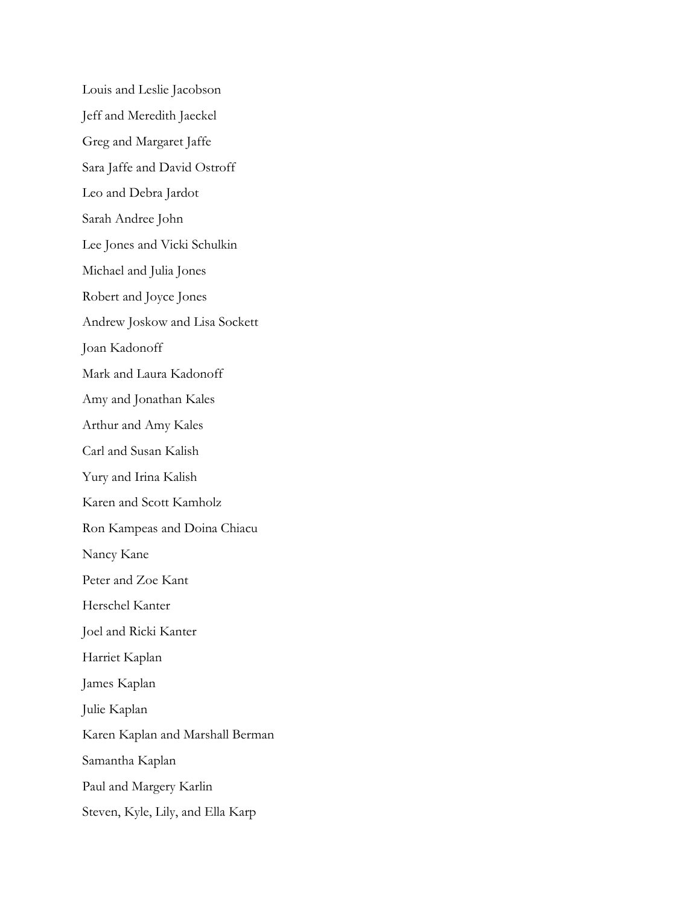Louis and Leslie Jacobson

Jeff and Meredith Jaeckel

Greg and Margaret Jaffe

Sara Jaffe and David Ostroff

Leo and Debra Jardot

Sarah Andree John

Lee Jones and Vicki Schulkin

Michael and Julia Jones

Robert and Joyce Jones

Andrew Joskow and Lisa Sockett

Joan Kadonoff

Mark and Laura Kadonoff

Amy and Jonathan Kales

Arthur and Amy Kales

Carl and Susan Kalish

Yury and Irina Kalish

Karen and Scott Kamholz

Ron Kampeas and Doina Chiacu

Nancy Kane

Peter and Zoe Kant

Herschel Kanter

Joel and Ricki Kanter

Harriet Kaplan

James Kaplan

Julie Kaplan

Karen Kaplan and Marshall Berman

Samantha Kaplan

Paul and Margery Karlin

Steven, Kyle, Lily, and Ella Karp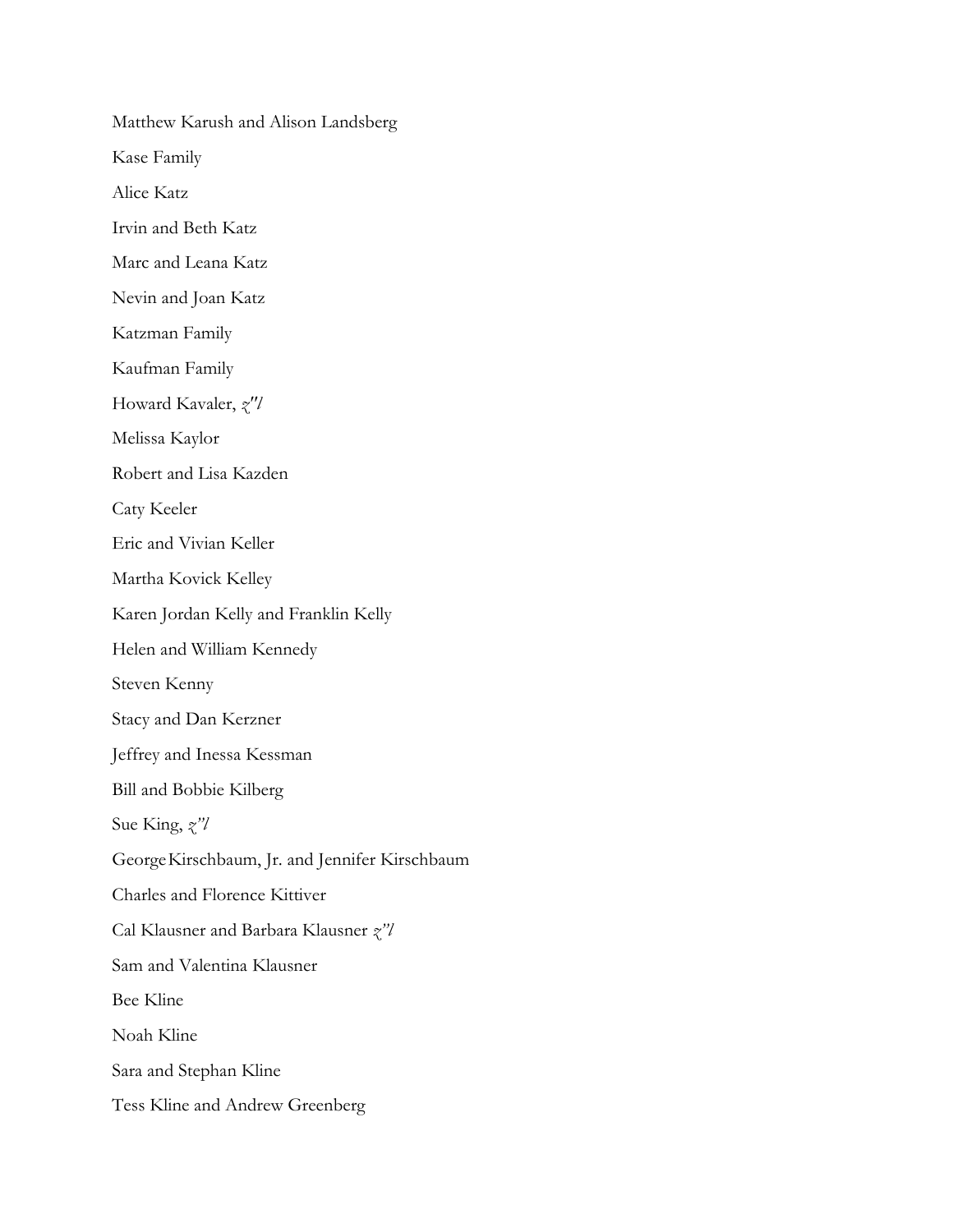Matthew Karush and Alison Landsberg

Kase Family

Alice Katz

Irvin and Beth Katz

Marc and Leana Katz

Nevin and Joan Katz

Katzman Family

Kaufman Family

Howard Kavaler, *z"l*

Melissa Kaylor

Robert and Lisa Kazden

Caty Keeler

Eric and Vivian Keller

Martha Kovick Kelley

Karen Jordan Kelly and Franklin Kelly

Helen and William Kennedy

Steven Kenny

Stacy and Dan Kerzner

Jeffrey and Inessa Kessman

Bill and Bobbie Kilberg

Sue King, *z"l*

George Kirschbaum, Jr. and Jennifer Kirschbaum

Charles and Florence Kittiver

Cal Klausner and Barbara Klausner *z"l*

Sam and Valentina Klausner

Bee Kline

Noah Kline

Sara and Stephan Kline

Tess Kline and Andrew Greenberg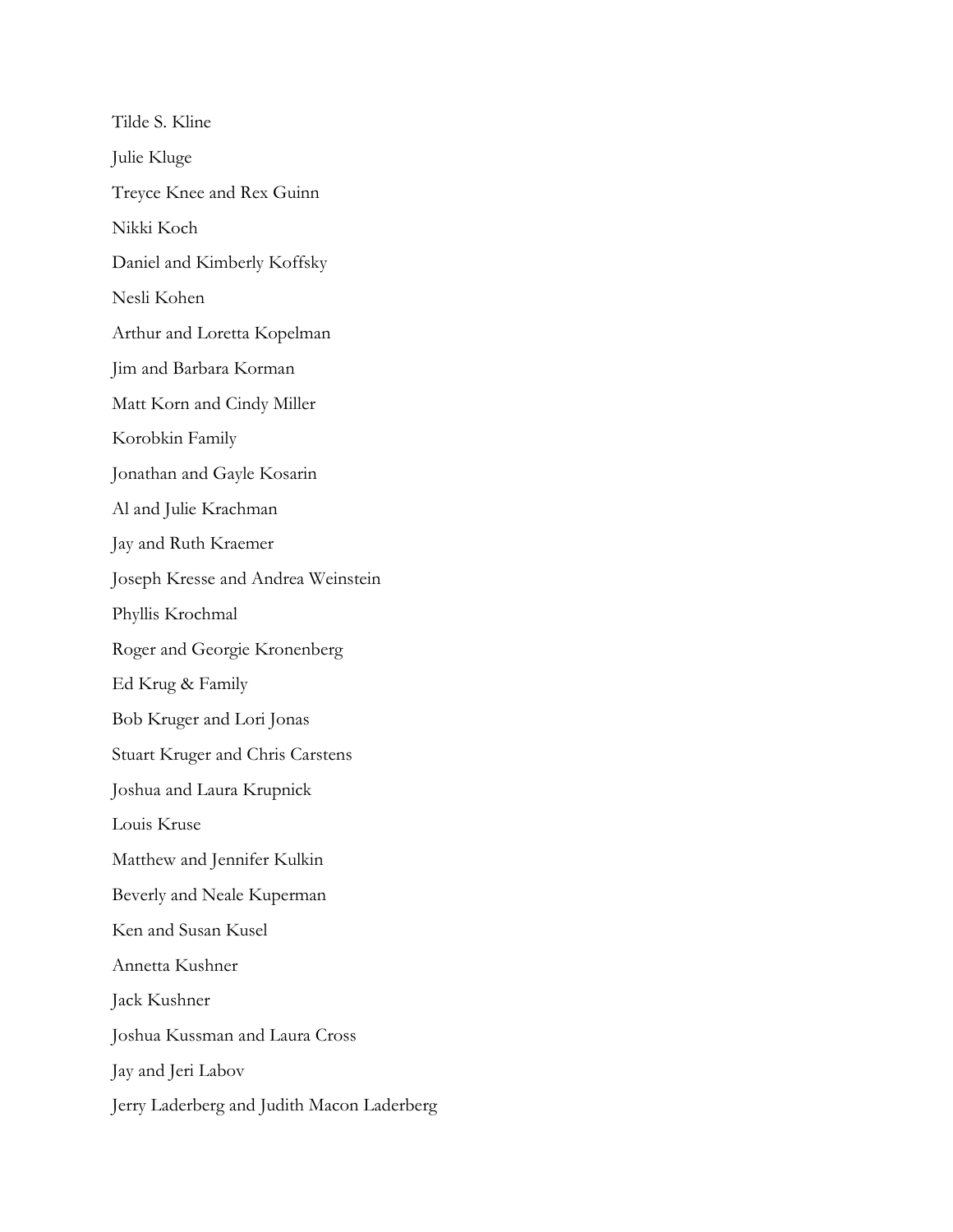Tilde S. Kline

Julie Kluge

Treyce Knee and Rex Guinn

Nikki Koch

Daniel and Kimberly Koffsky

Nesli Kohen

Arthur and Loretta Kopelman

Jim and Barbara Korman

Matt Korn and Cindy Miller

Korobkin Family

Jonathan and Gayle Kosarin

Al and Julie Krachman

Jay and Ruth Kraemer

Joseph Kresse and Andrea Weinstein

Phyllis Krochmal

Roger and Georgie Kronenberg

Ed Krug & Family

Bob Kruger and Lori Jonas

Stuart Kruger and Chris Carstens

Joshua and Laura Krupnick

Louis Kruse

Matthew and Jennifer Kulkin

Beverly and Neale Kuperman

Ken and Susan Kusel

Annetta Kushner

Jack Kushner

Joshua Kussman and Laura Cross

Jay and Jeri Labov

Jerry Laderberg and Judith Macon Laderberg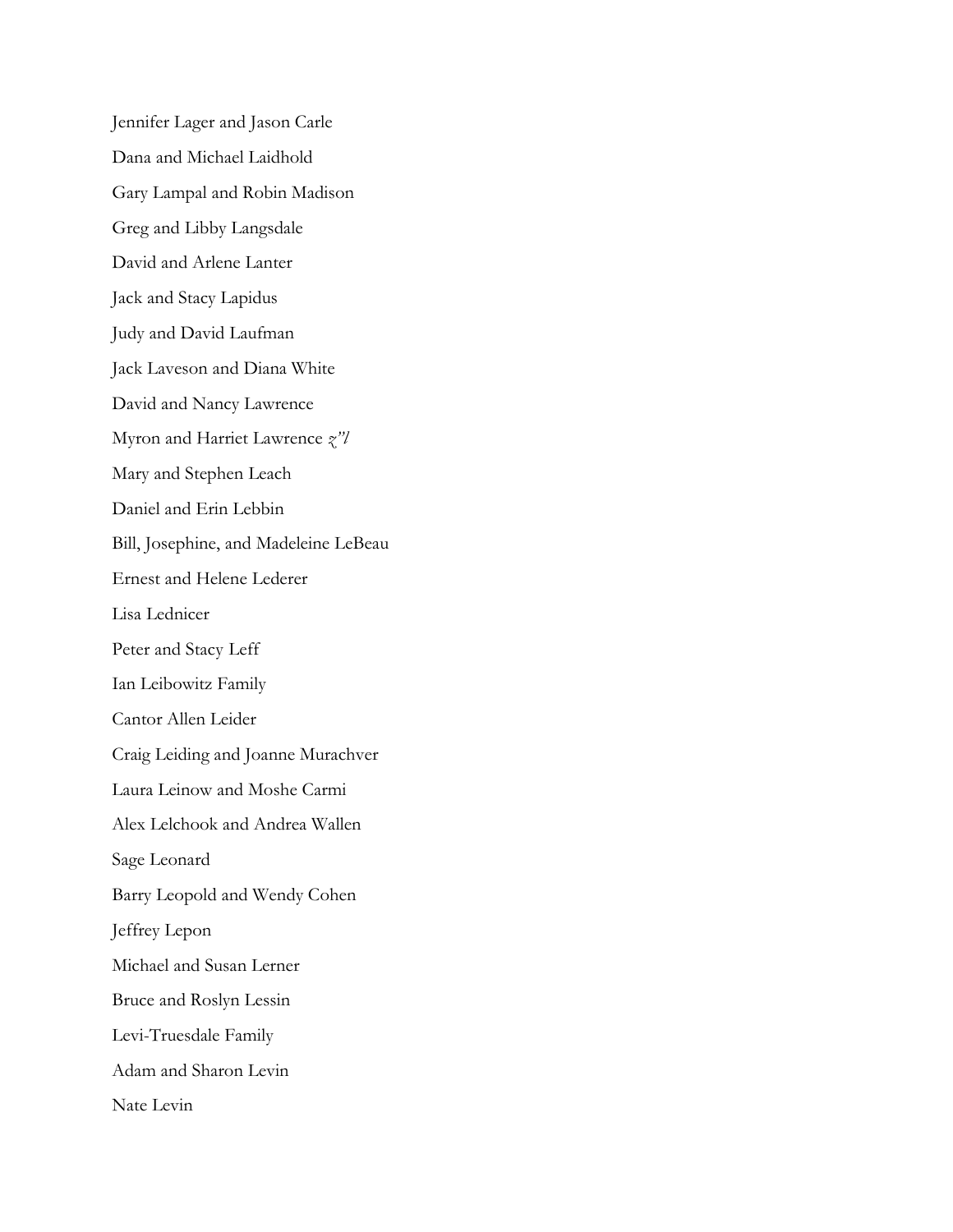Jennifer Lager and Jason Carle

Dana and Michael Laidhold

Gary Lampal and Robin Madison

Greg and Libby Langsdale

David and Arlene Lanter

Jack and Stacy Lapidus

Judy and David Laufman

Jack Laveson and Diana White

David and Nancy Lawrence

Myron and Harriet Lawrence *z"l*

Mary and Stephen Leach

Daniel and Erin Lebbin

Bill, Josephine, and Madeleine LeBeau

Ernest and Helene Lederer

Lisa Lednicer

Peter and Stacy Leff

Ian Leibowitz Family

Cantor Allen Leider

Craig Leiding and Joanne Murachver

Laura Leinow and Moshe Carmi

Alex Lelchook and Andrea Wallen

Sage Leonard

Barry Leopold and Wendy Cohen

Jeffrey Lepon

Michael and Susan Lerner

Bruce and Roslyn Lessin

Levi-Truesdale Family

Adam and Sharon Levin

Nate Levin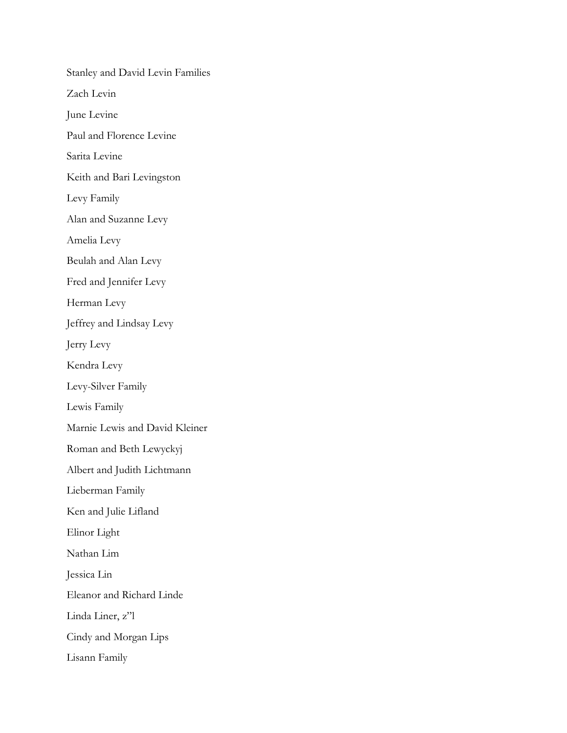Stanley and David Levin Families

Zach Levin

June Levine

Paul and Florence Levine

Sarita Levine

Keith and Bari Levingston

Levy Family

Alan and Suzanne Levy

Amelia Levy

Beulah and Alan Levy

Fred and Jennifer Levy

Herman Levy

Jeffrey and Lindsay Levy

Jerry Levy

Kendra Levy

Levy-Silver Family

Lewis Family

Marnie Lewis and David Kleiner

Roman and Beth Lewyckyj

Albert and Judith Lichtmann

Lieberman Family

Ken and Julie Lifland

Elinor Light

Nathan Lim

Jessica Lin

Eleanor and Richard Linde

Linda Liner, z"l

Cindy and Morgan Lips

Lisann Family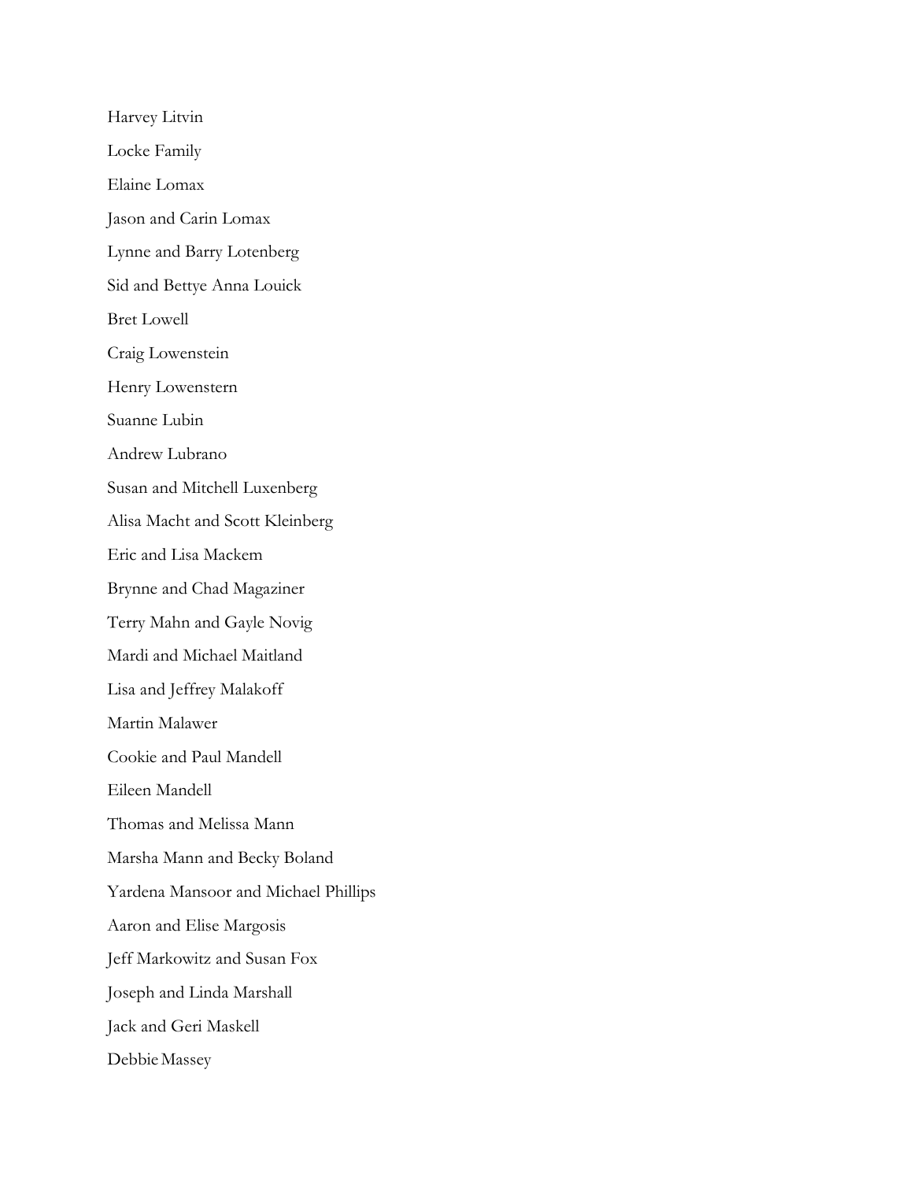Harvey Litvin

Locke Family

Elaine Lomax

Jason and Carin Lomax

Lynne and Barry Lotenberg

Sid and Bettye Anna Louick

Bret Lowell

Craig Lowenstein

Henry Lowenstern

Suanne Lubin

Andrew Lubrano

Susan and Mitchell Luxenberg

Alisa Macht and Scott Kleinberg

Eric and Lisa Mackem

Brynne and Chad Magaziner

Terry Mahn and Gayle Novig

Mardi and Michael Maitland

Lisa and Jeffrey Malakoff

Martin Malawer

Cookie and Paul Mandell

Eileen Mandell

Thomas and Melissa Mann

Marsha Mann and Becky Boland

Yardena Mansoor and Michael Phillips

Aaron and Elise Margosis

Jeff Markowitz and Susan Fox

Joseph and Linda Marshall

Jack and Geri Maskell

Debbie Massey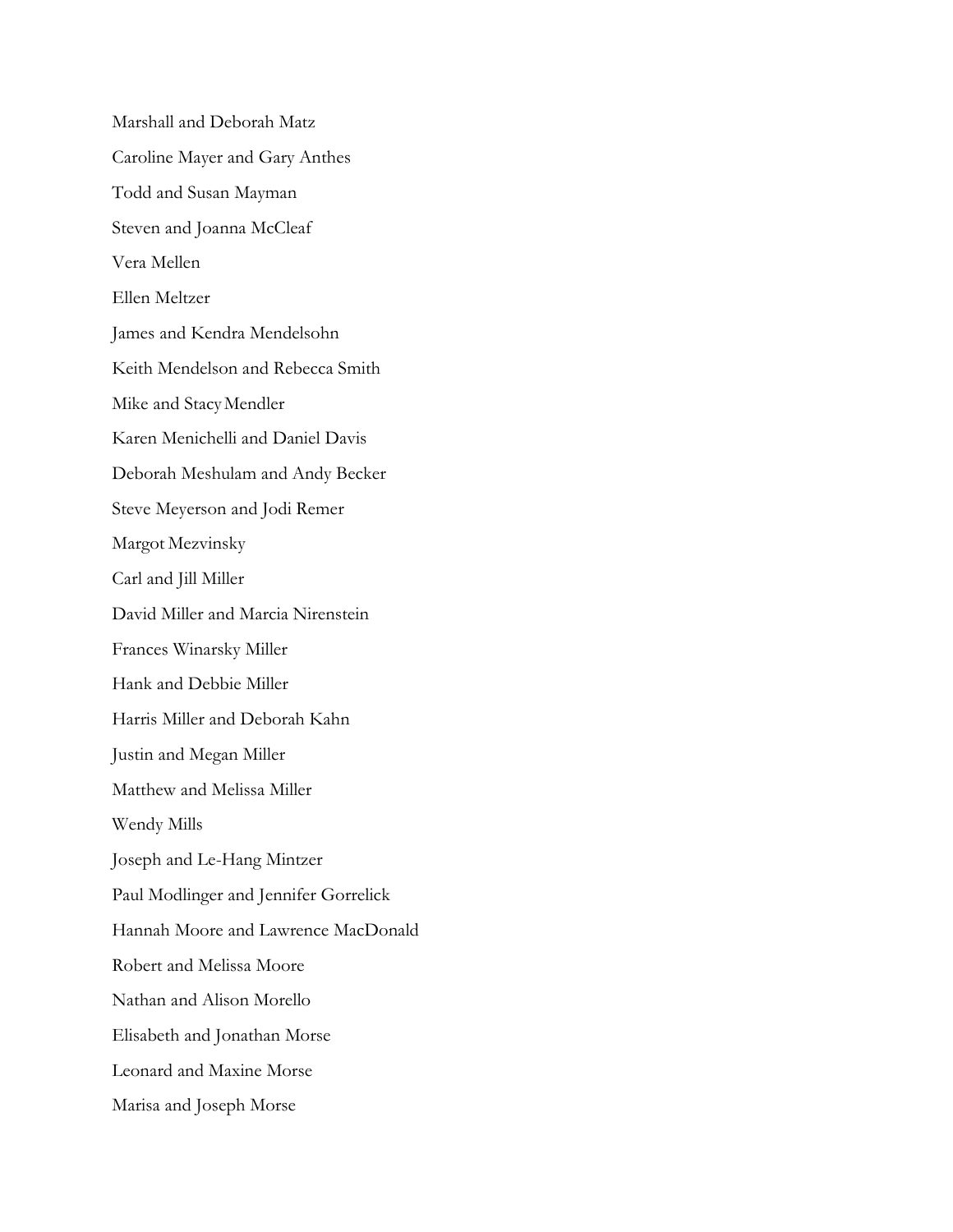Marshall and Deborah Matz

Caroline Mayer and Gary Anthes

Todd and Susan Mayman

Steven and Joanna McCleaf

Vera Mellen

Ellen Meltzer

James and Kendra Mendelsohn

Keith Mendelson and Rebecca Smith

Mike and Stacy Mendler

Karen Menichelli and Daniel Davis

Deborah Meshulam and Andy Becker

Steve Meyerson and Jodi Remer

Margot Mezvinsky

Carl and Jill Miller

David Miller and Marcia Nirenstein

Frances Winarsky Miller

Hank and Debbie Miller

Harris Miller and Deborah Kahn

Justin and Megan Miller

Matthew and Melissa Miller

Wendy Mills

Joseph and Le-Hang Mintzer

Paul Modlinger and Jennifer Gorrelick

Hannah Moore and Lawrence MacDonald

Robert and Melissa Moore

Nathan and Alison Morello

Elisabeth and Jonathan Morse

Leonard and Maxine Morse

Marisa and Joseph Morse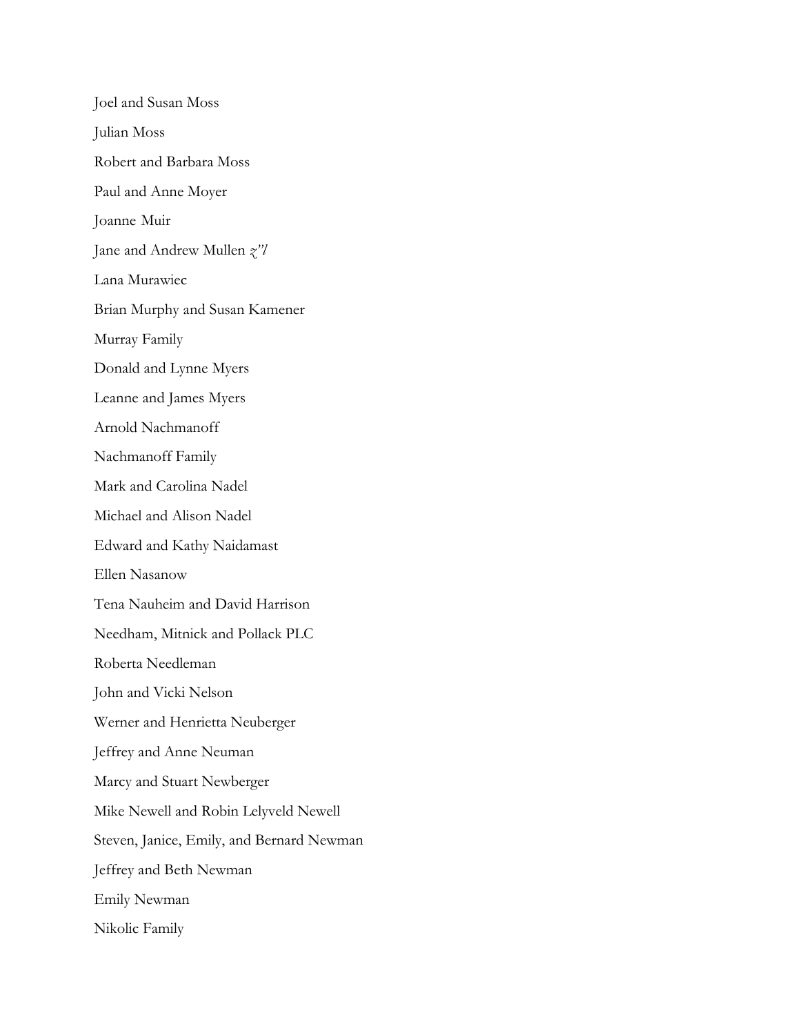Joel and Susan Moss

Julian Moss

Robert and Barbara Moss

Paul and Anne Moyer

Joanne Muir

Jane and Andrew Mullen *z"l*

Lana Murawiec

Brian Murphy and Susan Kamener

Murray Family

Donald and Lynne Myers

Leanne and James Myers

Arnold Nachmanoff

Nachmanoff Family

Mark and Carolina Nadel

Michael and Alison Nadel

Edward and Kathy Naidamast

Ellen Nasanow

Tena Nauheim and David Harrison

Needham, Mitnick and Pollack PLC

Roberta Needleman

John and Vicki Nelson

Werner and Henrietta Neuberger

Jeffrey and Anne Neuman

Marcy and Stuart Newberger

Mike Newell and Robin Lelyveld Newell

Steven, Janice, Emily, and Bernard Newman

Jeffrey and Beth Newman

Emily Newman

Nikolic Family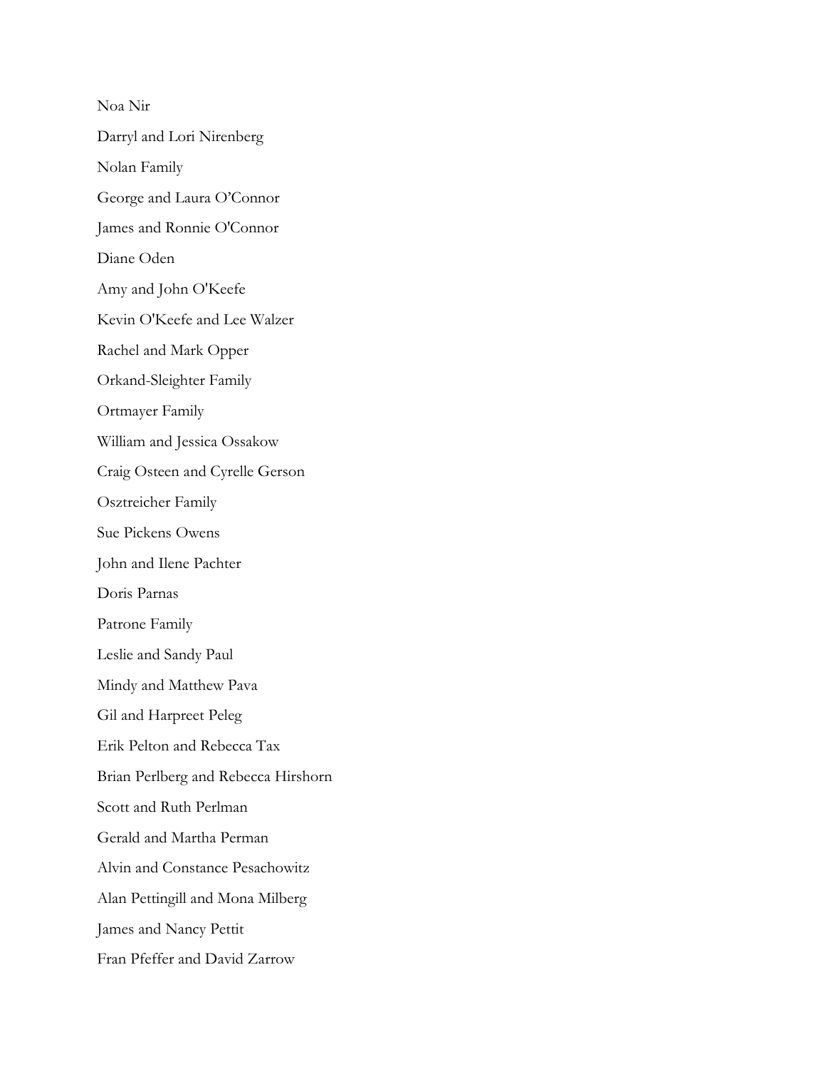Noa Nir

Darryl and Lori Nirenberg

Nolan Family

George and Laura O'Connor

James and Ronnie O'Connor

Diane Oden

Amy and John O'Keefe

Kevin O'Keefe and Lee Walzer

Rachel and Mark Opper

Orkand-Sleighter Family

Ortmayer Family

William and Jessica Ossakow

Craig Osteen and Cyrelle Gerson

Osztreicher Family

Sue Pickens Owens

John and Ilene Pachter

Doris Parnas

Patrone Family

Leslie and Sandy Paul

Mindy and Matthew Pava

Gil and Harpreet Peleg

Erik Pelton and Rebecca Tax

Brian Perlberg and Rebecca Hirshorn

Scott and Ruth Perlman

Gerald and Martha Perman

Alvin and Constance Pesachowitz

Alan Pettingill and Mona Milberg

James and Nancy Pettit

Fran Pfeffer and David Zarrow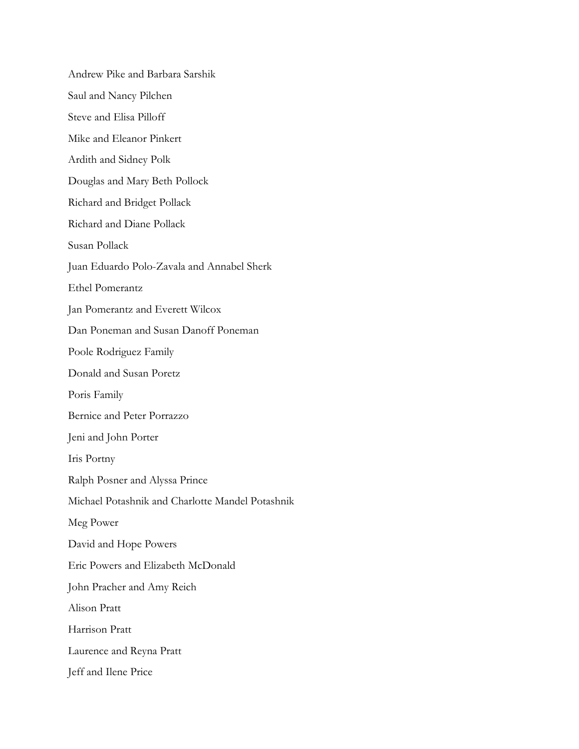Andrew Pike and Barbara Sarshik

Saul and Nancy Pilchen

Steve and Elisa Pilloff

Mike and Eleanor Pinkert

Ardith and Sidney Polk

Douglas and Mary Beth Pollock

Richard and Bridget Pollack

Richard and Diane Pollack

Susan Pollack

Juan Eduardo Polo-Zavala and Annabel Sherk

Ethel Pomerantz

Jan Pomerantz and Everett Wilcox

Dan Poneman and Susan Danoff Poneman

Poole Rodriguez Family

Donald and Susan Poretz

Poris Family

Bernice and Peter Porrazzo

Jeni and John Porter

Iris Portny

Ralph Posner and Alyssa Prince

Michael Potashnik and Charlotte Mandel Potashnik

Meg Power

David and Hope Powers

Eric Powers and Elizabeth McDonald

John Pracher and Amy Reich

Alison Pratt

Harrison Pratt

Laurence and Reyna Pratt

Jeff and Ilene Price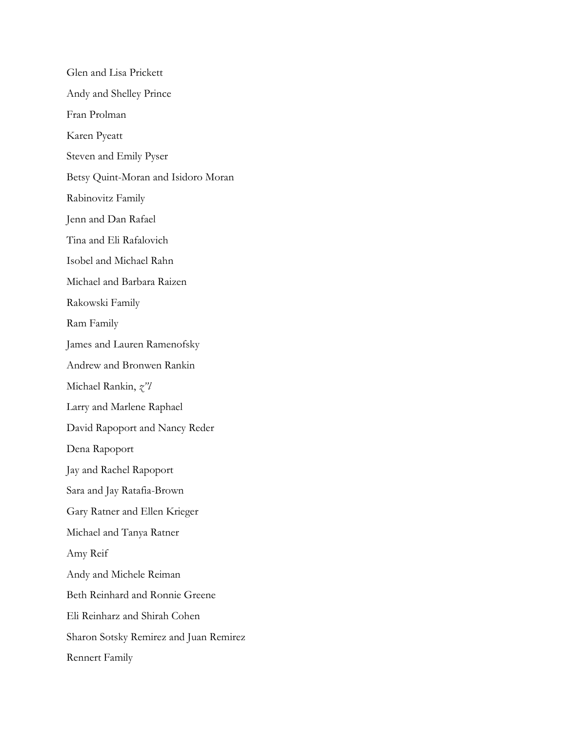Glen and Lisa Prickett

Andy and Shelley Prince

Fran Prolman

Karen Pyeatt

Steven and Emily Pyser

Betsy Quint-Moran and Isidoro Moran

Rabinovitz Family

Jenn and Dan Rafael

Tina and Eli Rafalovich

Isobel and Michael Rahn

Michael and Barbara Raizen

Rakowski Family

Ram Family

James and Lauren Ramenofsky

Andrew and Bronwen Rankin

Michael Rankin, *z"l*

Larry and Marlene Raphael

David Rapoport and Nancy Reder

Dena Rapoport

Jay and Rachel Rapoport

Sara and Jay Ratafia-Brown

Gary Ratner and Ellen Krieger

Michael and Tanya Ratner

Amy Reif

Andy and Michele Reiman

Beth Reinhard and Ronnie Greene

Eli Reinharz and Shirah Cohen

Sharon Sotsky Remirez and Juan Remirez

Rennert Family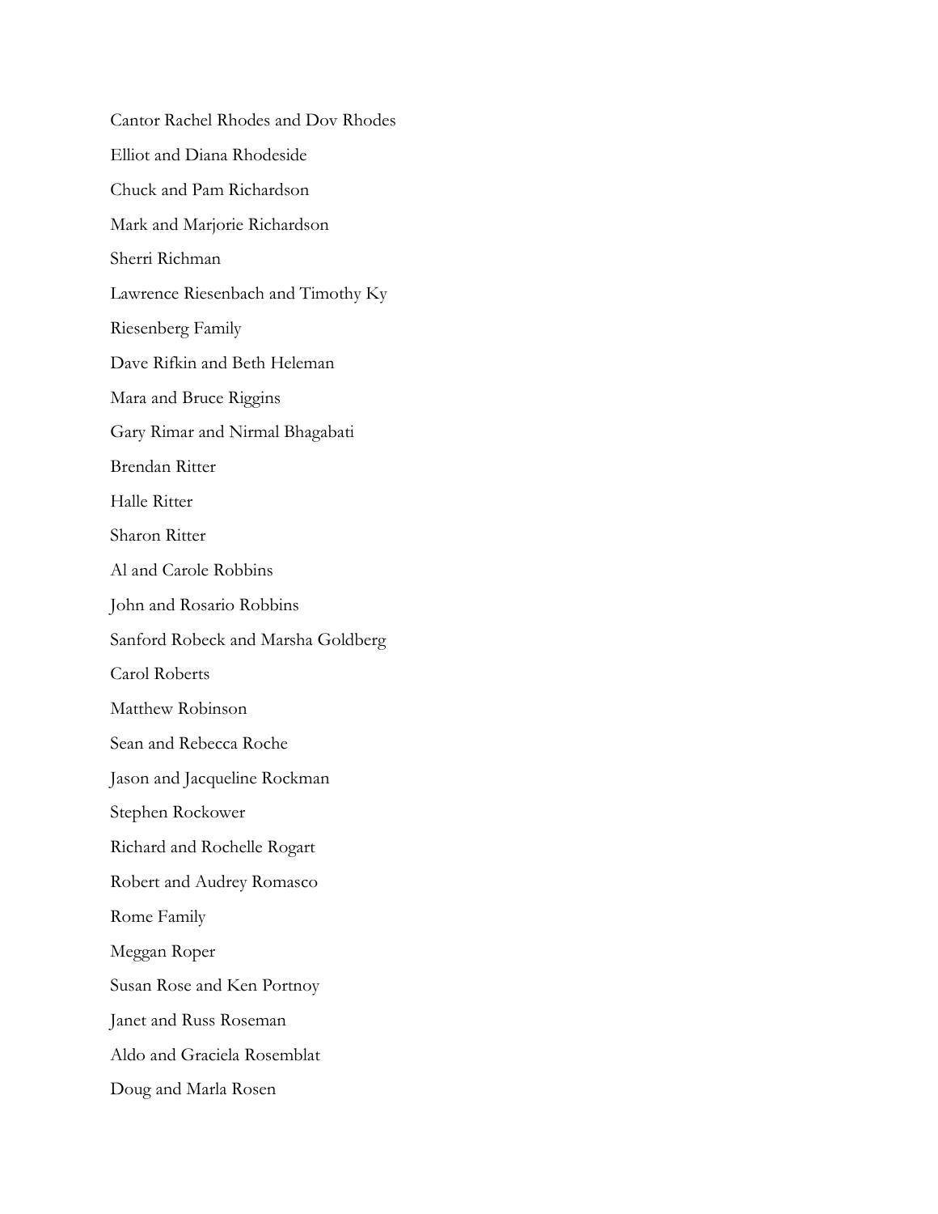Cantor Rachel Rhodes and Dov Rhodes

Elliot and Diana Rhodeside

Chuck and Pam Richardson

Mark and Marjorie Richardson

Sherri Richman

Lawrence Riesenbach and Timothy Ky

Riesenberg Family

Dave Rifkin and Beth Heleman

Mara and Bruce Riggins

Gary Rimar and Nirmal Bhagabati

Brendan Ritter

Halle Ritter

Sharon Ritter

Al and Carole Robbins

John and Rosario Robbins

Sanford Robeck and Marsha Goldberg

Carol Roberts

Matthew Robinson

Sean and Rebecca Roche

Jason and Jacqueline Rockman

Stephen Rockower

Richard and Rochelle Rogart

Robert and Audrey Romasco

Rome Family

Meggan Roper

Susan Rose and Ken Portnoy

Janet and Russ Roseman

Aldo and Graciela Rosemblat

Doug and Marla Rosen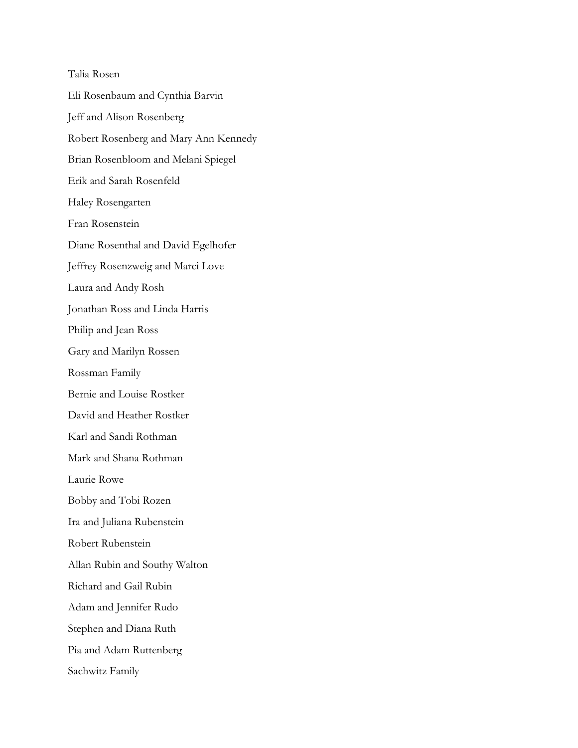Talia Rosen

Eli Rosenbaum and Cynthia Barvin

Jeff and Alison Rosenberg

Robert Rosenberg and Mary Ann Kennedy

Brian Rosenbloom and Melani Spiegel

Erik and Sarah Rosenfeld

Haley Rosengarten

Fran Rosenstein

Diane Rosenthal and David Egelhofer

Jeffrey Rosenzweig and Marci Love

Laura and Andy Rosh

Jonathan Ross and Linda Harris

Philip and Jean Ross

Gary and Marilyn Rossen

Rossman Family

Bernie and Louise Rostker

David and Heather Rostker

Karl and Sandi Rothman

Mark and Shana Rothman

Laurie Rowe

Bobby and Tobi Rozen

Ira and Juliana Rubenstein

Robert Rubenstein

Allan Rubin and Southy Walton

Richard and Gail Rubin

Adam and Jennifer Rudo

Stephen and Diana Ruth

Pia and Adam Ruttenberg

Sachwitz Family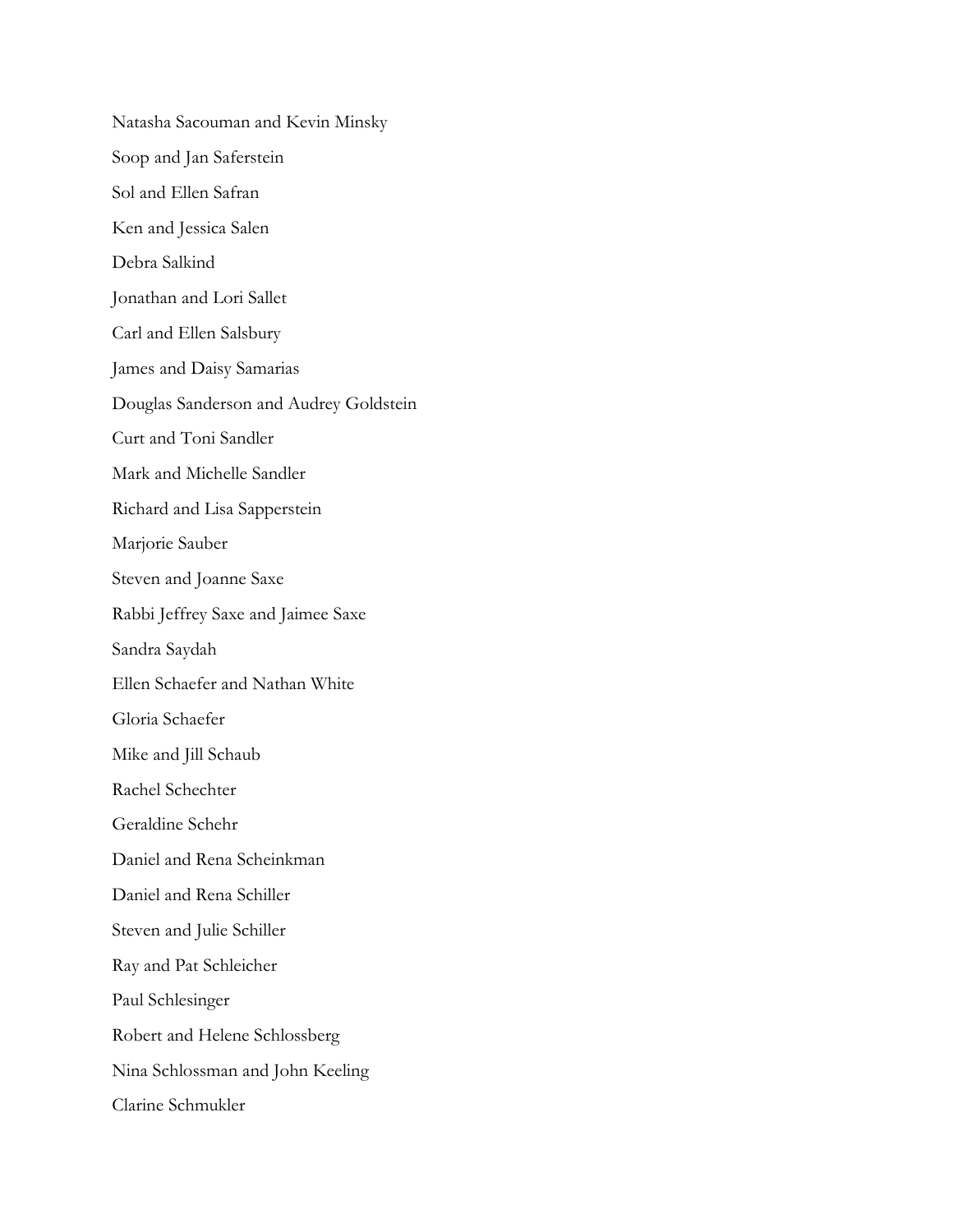Natasha Sacouman and Kevin Minsky

Soop and Jan Saferstein

Sol and Ellen Safran

Ken and Jessica Salen

Debra Salkind

Jonathan and Lori Sallet

Carl and Ellen Salsbury

James and Daisy Samarias

Douglas Sanderson and Audrey Goldstein

Curt and Toni Sandler

Mark and Michelle Sandler

Richard and Lisa Sapperstein

Marjorie Sauber

Steven and Joanne Saxe

Rabbi Jeffrey Saxe and Jaimee Saxe

Sandra Saydah

Ellen Schaefer and Nathan White

Gloria Schaefer

Mike and Jill Schaub

Rachel Schechter

Geraldine Schehr

Daniel and Rena Scheinkman

Daniel and Rena Schiller

Steven and Julie Schiller

Ray and Pat Schleicher

Paul Schlesinger

Robert and Helene Schlossberg

Nina Schlossman and John Keeling

Clarine Schmukler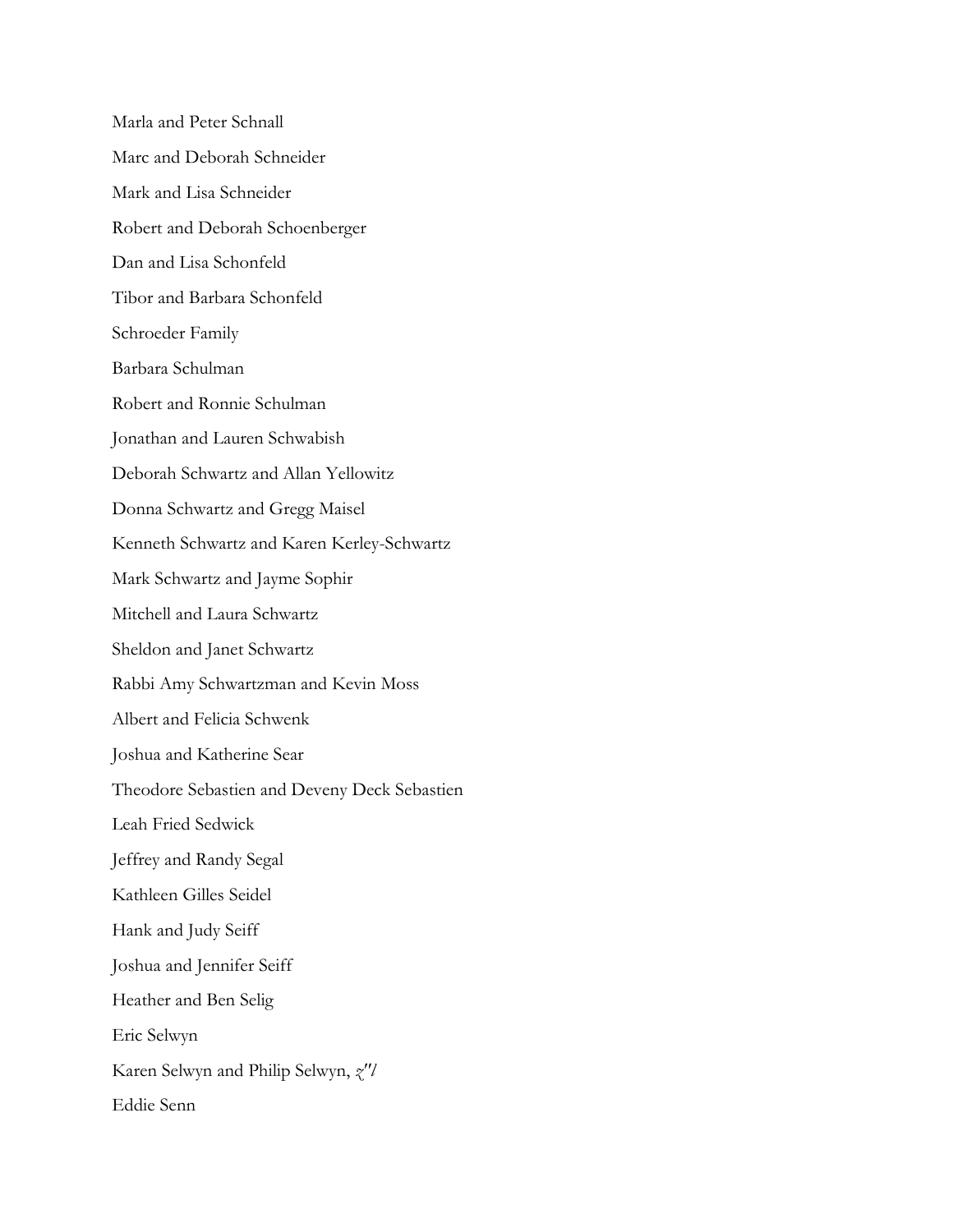Marla and Peter Schnall

Marc and Deborah Schneider

Mark and Lisa Schneider

Robert and Deborah Schoenberger

Dan and Lisa Schonfeld

Tibor and Barbara Schonfeld

Schroeder Family

Barbara Schulman

Robert and Ronnie Schulman

Jonathan and Lauren Schwabish

Deborah Schwartz and Allan Yellowitz

Donna Schwartz and Gregg Maisel

Kenneth Schwartz and Karen Kerley-Schwartz

Mark Schwartz and Jayme Sophir

Mitchell and Laura Schwartz

Sheldon and Janet Schwartz

Rabbi Amy Schwartzman and Kevin Moss

Albert and Felicia Schwenk

Joshua and Katherine Sear

Theodore Sebastien and Deveny Deck Sebastien

Leah Fried Sedwick

Jeffrey and Randy Segal

Kathleen Gilles Seidel

Hank and Judy Seiff

Joshua and Jennifer Seiff

Heather and Ben Selig

Eric Selwyn

Karen Selwyn and Philip Selwyn, *z"l*

Eddie Senn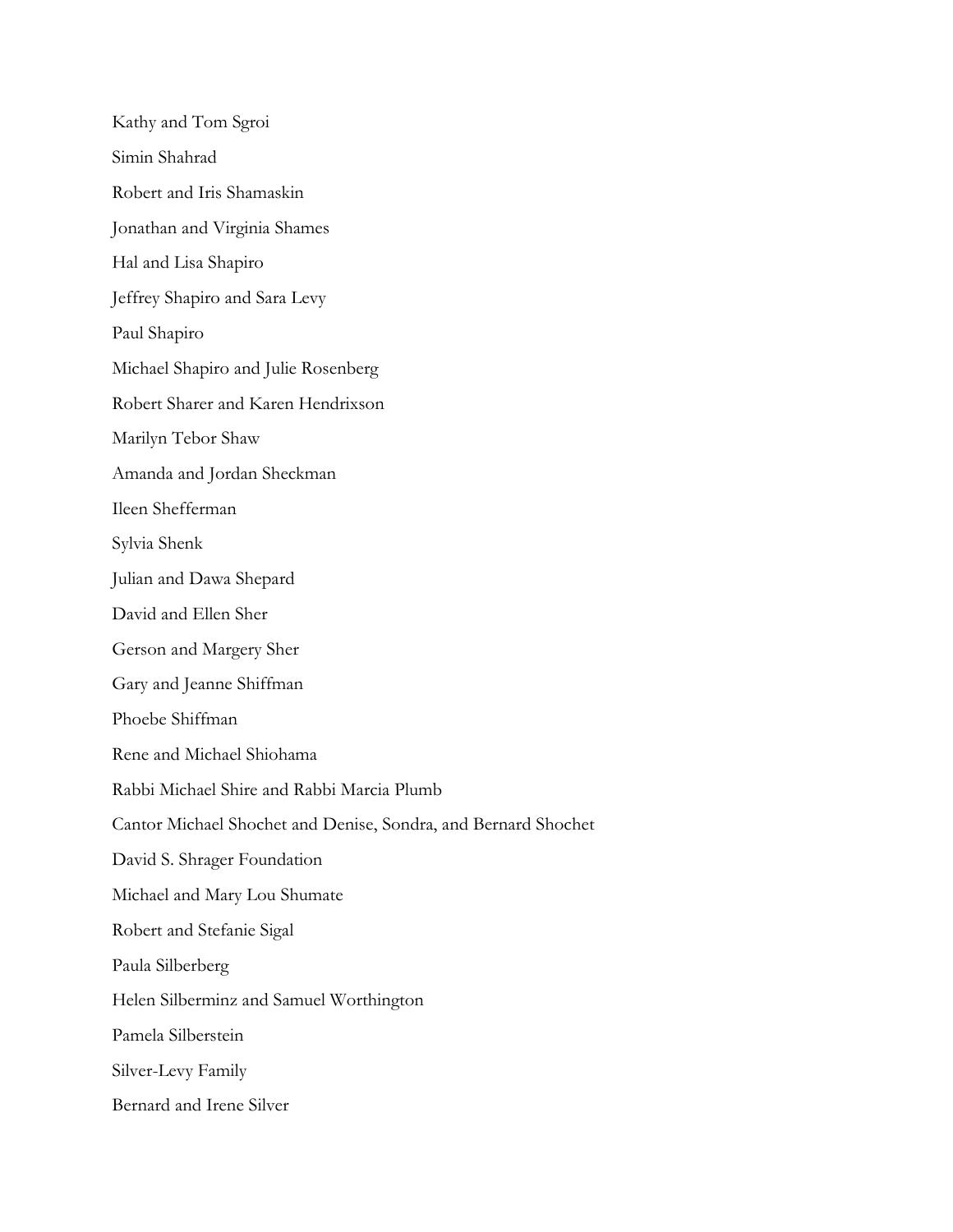Kathy and Tom Sgroi

Simin Shahrad

Robert and Iris Shamaskin

Jonathan and Virginia Shames

Hal and Lisa Shapiro

Jeffrey Shapiro and Sara Levy

Paul Shapiro

Michael Shapiro and Julie Rosenberg

Robert Sharer and Karen Hendrixson

Marilyn Tebor Shaw

Amanda and Jordan Sheckman

Ileen Shefferman

Sylvia Shenk

Julian and Dawa Shepard

David and Ellen Sher

Gerson and Margery Sher

Gary and Jeanne Shiffman

Phoebe Shiffman

Rene and Michael Shiohama

Rabbi Michael Shire and Rabbi Marcia Plumb

Cantor Michael Shochet and Denise, Sondra, and Bernard Shochet

David S. Shrager Foundation

Michael and Mary Lou Shumate

Robert and Stefanie Sigal

Paula Silberberg

Helen Silberminz and Samuel Worthington

Pamela Silberstein

Silver-Levy Family

Bernard and Irene Silver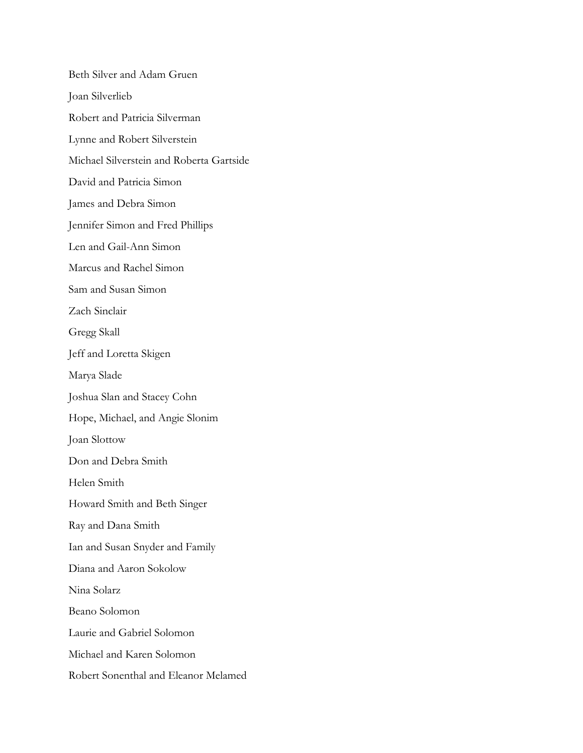Beth Silver and Adam Gruen

Joan Silverlieb

Robert and Patricia Silverman

Lynne and Robert Silverstein

Michael Silverstein and Roberta Gartside

David and Patricia Simon

James and Debra Simon

Jennifer Simon and Fred Phillips

Len and Gail-Ann Simon

Marcus and Rachel Simon

Sam and Susan Simon

Zach Sinclair

Gregg Skall

Jeff and Loretta Skigen

Marya Slade

Joshua Slan and Stacey Cohn

Hope, Michael, and Angie Slonim

Joan Slottow

Don and Debra Smith

Helen Smith

Howard Smith and Beth Singer

Ray and Dana Smith

Ian and Susan Snyder and Family

Diana and Aaron Sokolow

Nina Solarz

Beano Solomon

Laurie and Gabriel Solomon

Michael and Karen Solomon

Robert Sonenthal and Eleanor Melamed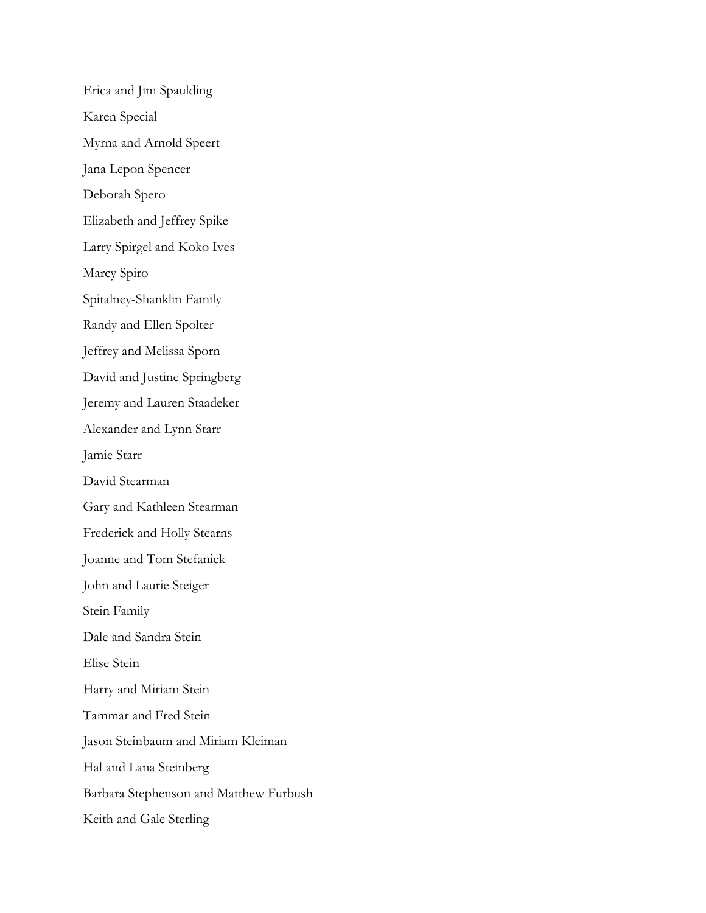Erica and Jim Spaulding

Karen Special

Myrna and Arnold Speert

Jana Lepon Spencer

Deborah Spero

Elizabeth and Jeffrey Spike

Larry Spirgel and Koko Ives

Marcy Spiro

Spitalney-Shanklin Family

Randy and Ellen Spolter

Jeffrey and Melissa Sporn

David and Justine Springberg

Jeremy and Lauren Staadeker

Alexander and Lynn Starr

Jamie Starr

David Stearman

Gary and Kathleen Stearman

Frederick and Holly Stearns

Joanne and Tom Stefanick

John and Laurie Steiger

Stein Family

Dale and Sandra Stein

Elise Stein

Harry and Miriam Stein

Tammar and Fred Stein

Jason Steinbaum and Miriam Kleiman

Hal and Lana Steinberg

Barbara Stephenson and Matthew Furbush

Keith and Gale Sterling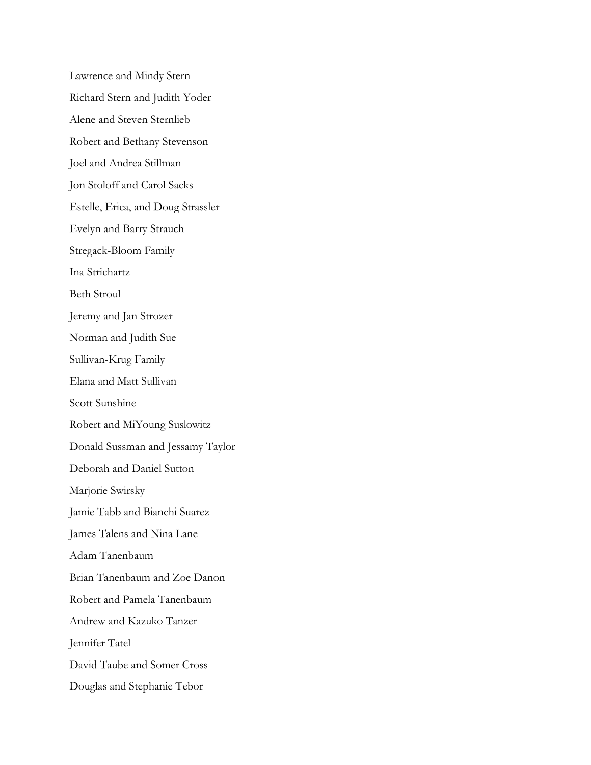Lawrence and Mindy Stern

Richard Stern and Judith Yoder

Alene and Steven Sternlieb

Robert and Bethany Stevenson

Joel and Andrea Stillman

Jon Stoloff and Carol Sacks

Estelle, Erica, and Doug Strassler

Evelyn and Barry Strauch

Stregack-Bloom Family

Ina Strichartz

Beth Stroul

Jeremy and Jan Strozer

Norman and Judith Sue

Sullivan-Krug Family

Elana and Matt Sullivan

Scott Sunshine

Robert and MiYoung Suslowitz

Donald Sussman and Jessamy Taylor

Deborah and Daniel Sutton

Marjorie Swirsky

Jamie Tabb and Bianchi Suarez

James Talens and Nina Lane

Adam Tanenbaum

Brian Tanenbaum and Zoe Danon

Robert and Pamela Tanenbaum

Andrew and Kazuko Tanzer

Jennifer Tatel

David Taube and Somer Cross

Douglas and Stephanie Tebor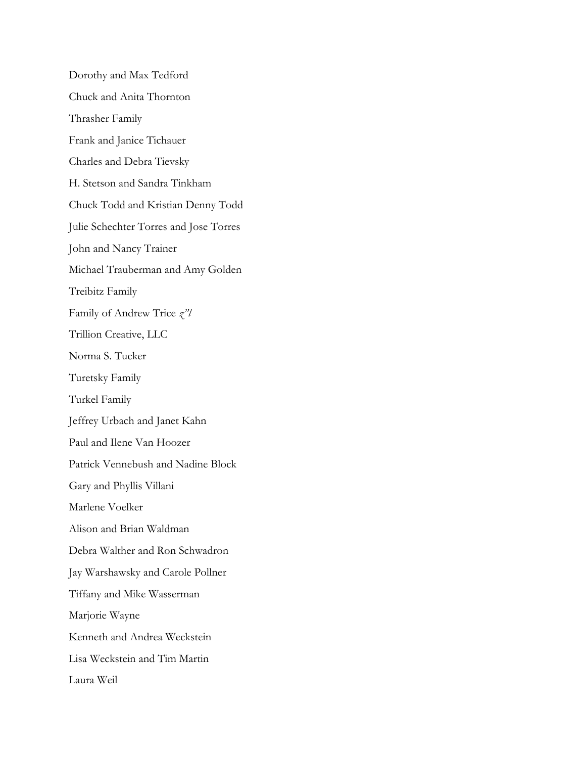Dorothy and Max Tedford

Chuck and Anita Thornton

Thrasher Family

Frank and Janice Tichauer

Charles and Debra Tievsky

H. Stetson and Sandra Tinkham

Chuck Todd and Kristian Denny Todd

Julie Schechter Torres and Jose Torres

John and Nancy Trainer

Michael Trauberman and Amy Golden

Treibitz Family

Family of Andrew Trice *z"l*

Trillion Creative, LLC

Norma S. Tucker

Turetsky Family

Turkel Family

Jeffrey Urbach and Janet Kahn

Paul and Ilene Van Hoozer

Patrick Vennebush and Nadine Block

Gary and Phyllis Villani

Marlene Voelker

Alison and Brian Waldman

Debra Walther and Ron Schwadron

Jay Warshawsky and Carole Pollner

Tiffany and Mike Wasserman

Marjorie Wayne

Kenneth and Andrea Weckstein

Lisa Weckstein and Tim Martin

Laura Weil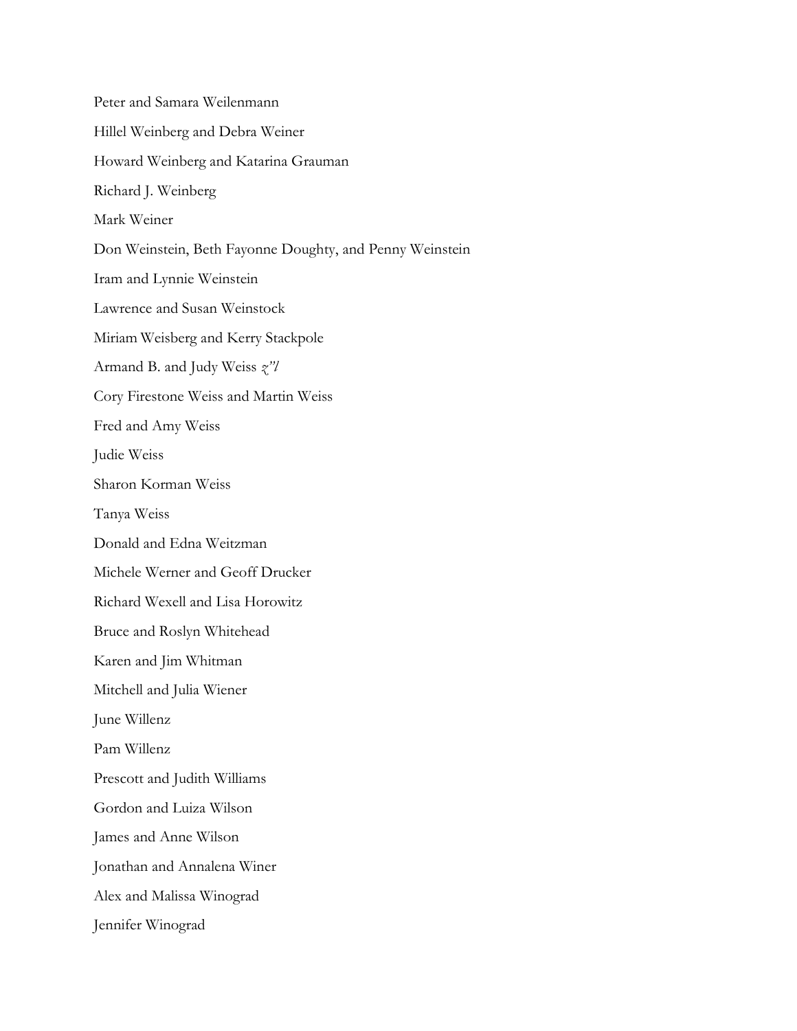Peter and Samara Weilenmann

Hillel Weinberg and Debra Weiner

Howard Weinberg and Katarina Grauman

Richard J. Weinberg

Mark Weiner

Don Weinstein, Beth Fayonne Doughty, and Penny Weinstein

Iram and Lynnie Weinstein

Lawrence and Susan Weinstock

Miriam Weisberg and Kerry Stackpole

Armand B. and Judy Weiss *z"l*

Cory Firestone Weiss and Martin Weiss

Fred and Amy Weiss

Judie Weiss

Sharon Korman Weiss

Tanya Weiss

Donald and Edna Weitzman

Michele Werner and Geoff Drucker

Richard Wexell and Lisa Horowitz

Bruce and Roslyn Whitehead

Karen and Jim Whitman

Mitchell and Julia Wiener

June Willenz

Pam Willenz

Prescott and Judith Williams

Gordon and Luiza Wilson

James and Anne Wilson

Jonathan and Annalena Winer

Alex and Malissa Winograd

Jennifer Winograd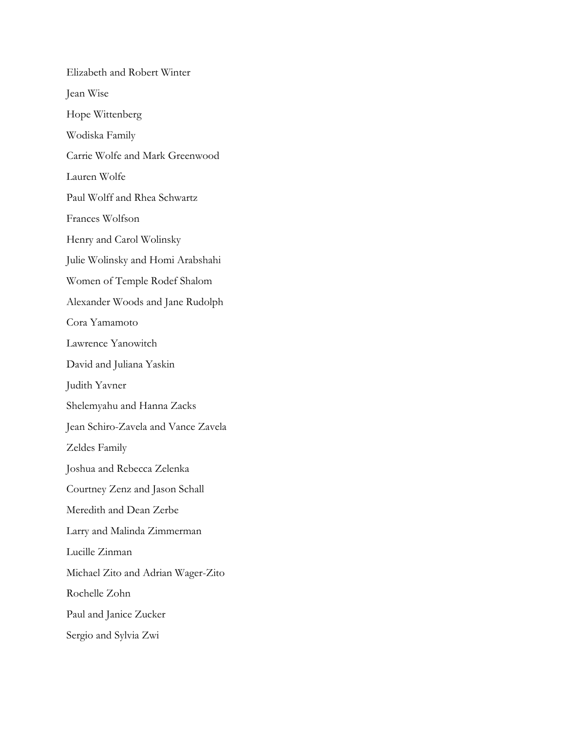Elizabeth and Robert Winter

Jean Wise

Hope Wittenberg

Wodiska Family

Carrie Wolfe and Mark Greenwood

Lauren Wolfe

Paul Wolff and Rhea Schwartz

Frances Wolfson

Henry and Carol Wolinsky

Julie Wolinsky and Homi Arabshahi

Women of Temple Rodef Shalom

Alexander Woods and Jane Rudolph

Cora Yamamoto

Lawrence Yanowitch

David and Juliana Yaskin

Judith Yavner

Shelemyahu and Hanna Zacks

Jean Schiro-Zavela and Vance Zavela

Zeldes Family

Joshua and Rebecca Zelenka

Courtney Zenz and Jason Schall

Meredith and Dean Zerbe

Larry and Malinda Zimmerman

Lucille Zinman

Michael Zito and Adrian Wager-Zito

Rochelle Zohn

Paul and Janice Zucker

Sergio and Sylvia Zwi